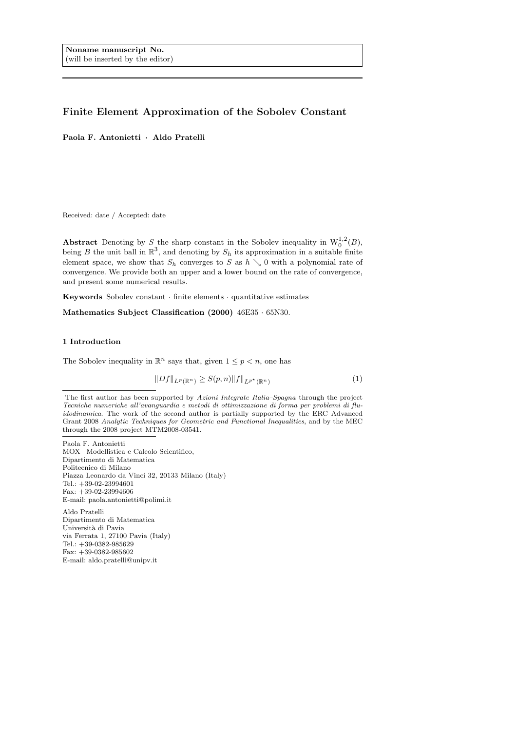**Noname manuscript No.**
(will be inserted by the editor)

# Finite Element Approximation of the Sobolev Constant

**Paola F. Antonietti · Aldo Pratelli**

Received: date / Accepted: date

**Abstract** Denoting by $S$ the sharp constant in the Sobolev inequality in $\mathrm{W}_0^{1,2}(B)$, being $B$ the unit ball in $\mathbb{R}^3$, and denoting by $S_h$ its approximation in a suitable finite element space, we show that $S_h$ converges to $S$ as $h \searrow 0$ with a polynomial rate of convergence. We provide both an upper and a lower bound on the rate of convergence, and present some numerical results.

**Keywords** Sobolev constant · finite elements · quantitative estimates

**Mathematics Subject Classification (2000)** 46E35 · 65N30.

## 1 Introduction

The Sobolev inequality in $\mathbb{R}^n$ says that, given $1 \leq p < n$, one has

$$\|Df\|_{L^p(\mathbb{R}^n)} \geq S(p,n)\|f\|_{L^{p^\star}(\mathbb{R}^n)} \tag{1}$$

The first author has been supported by *Azioni Integrate Italia–Spagna* through the project *Tecniche numeriche all'avanguardia e metodi di ottimizzazione di forma per problemi di fluidodinamica*. The work of the second author is partially supported by the ERC Advanced Grant 2008 *Analytic Techniques for Geometric and Functional Inequalities*, and by the MEC through the 2008 project MTM2008-03541.

Paola F. Antonietti
MOX– Modellistica e Calcolo Scientifico,
Dipartimento di Matematica
Politecnico di Milano
Piazza Leonardo da Vinci 32, 20133 Milano (Italy)
Tel.: +39-02-23994601
Fax: +39-02-23994606
E-mail: paola.antonietti@polimi.it

Aldo Pratelli
Dipartimento di Matematica
Università di Pavia
via Ferrata 1, 27100 Pavia (Italy)
Tel.: +39-0382-985629
Fax: +39-0382-985602
E-mail: aldo.pratelli@unipv.it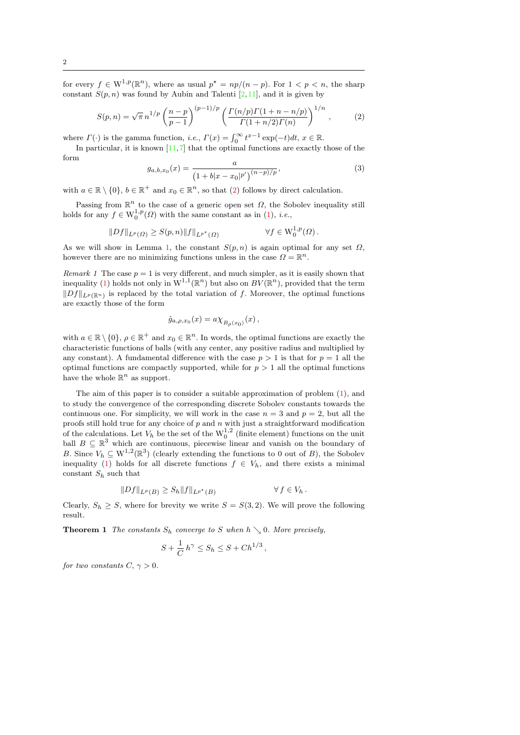for every $f \in W^{1,p}(\mathbb{R}^n)$, where as usual $p^\star = np/(n-p)$. For $1 < p < n$, the sharp constant $S(p,n)$ was found by Aubin and Talenti [2,11], and it is given by

$$S(p,n) = \sqrt{\pi}\, n^{1/p} \left(\frac{n-p}{p-1}\right)^{(p-1)/p} \left(\frac{\Gamma(n/p)\Gamma(1+n-n/p)}{\Gamma(1+n/2)\Gamma(n)}\right)^{1/n}, \tag{2}$$

where $\Gamma(\cdot)$ is the gamma function, *i.e.*, $\Gamma(x) = \int_0^\infty t^{x-1}\exp(-t)dt$, $x \in \mathbb{R}$.

In particular, it is known [11,7] that the optimal functions are exactly those of the form

$$g_{a,b,x_0}(x) = \frac{a}{\left(1 + b|x - x_0|^{p'}\right)^{(n-p)/p}}, \tag{3}$$

with $a \in \mathbb{R} \setminus \{0\}$, $b \in \mathbb{R}^+$ and $x_0 \in \mathbb{R}^n$, so that (2) follows by direct calculation.

Passing from $\mathbb{R}^n$ to the case of a generic open set $\Omega$, the Sobolev inequality still holds for any $f \in W_0^{1,p}(\Omega)$ with the same constant as in (1), *i.e.*,

$$\|Df\|_{L^p(\Omega)} \geq S(p,n)\|f\|_{L^{p^\star}(\Omega)} \qquad \forall f \in W_0^{1,p}(\Omega).$$

As we will show in Lemma 1, the constant $S(p,n)$ is again optimal for any set $\Omega$, however there are no minimizing functions unless in the case $\Omega = \mathbb{R}^n$.

*Remark 1* The case $p = 1$ is very different, and much simpler, as it is easily shown that inequality (1) holds not only in $W^{1,1}(\mathbb{R}^n)$ but also on $BV(\mathbb{R}^n)$, provided that the term $\|Df\|_{L^p(\mathbb{R}^n)}$ is replaced by the total variation of $f$. Moreover, the optimal functions are exactly those of the form

$$\hat{g}_{a,\rho,x_0}(x) = a\chi_{B_\rho(x_0)}(x),$$

with $a \in \mathbb{R} \setminus \{0\}$, $\rho \in \mathbb{R}^+$ and $x_0 \in \mathbb{R}^n$. In words, the optimal functions are exactly the characteristic functions of balls (with any center, any positive radius and multiplied by any constant). A fundamental difference with the case $p > 1$ is that for $p = 1$ all the optimal functions are compactly supported, while for $p > 1$ all the optimal functions have the whole $\mathbb{R}^n$ as support.

The aim of this paper is to consider a suitable approximation of problem (1), and to study the convergence of the corresponding discrete Sobolev constants towards the continuous one. For simplicity, we will work in the case $n = 3$ and $p = 2$, but all the proofs still hold true for any choice of $p$ and $n$ with just a straightforward modification of the calculations. Let $V_h$ be the set of the $W_0^{1,2}$ (finite element) functions on the unit ball $B \subseteq \mathbb{R}^3$ which are continuous, piecewise linear and vanish on the boundary of $B$. Since $V_h \subseteq W^{1,2}(\mathbb{R}^3)$ (clearly extending the functions to 0 out of $B$), the Sobolev inequality (1) holds for all discrete functions $f \in V_h$, and there exists a minimal constant $S_h$ such that

$$\|Df\|_{L^p(B)} \geq S_h\|f\|_{L^{p^\star}(B)} \qquad \forall f \in V_h.$$

Clearly, $S_h \geq S$, where for brevity we write $S = S(3,2)$. We will prove the following result.

**Theorem 1** *The constants $S_h$ converge to $S$ when $h \searrow 0$. More precisely,*

$$S + \frac{1}{C}h^\gamma \leq S_h \leq S + Ch^{1/3},$$

*for two constants $C$, $\gamma > 0$.*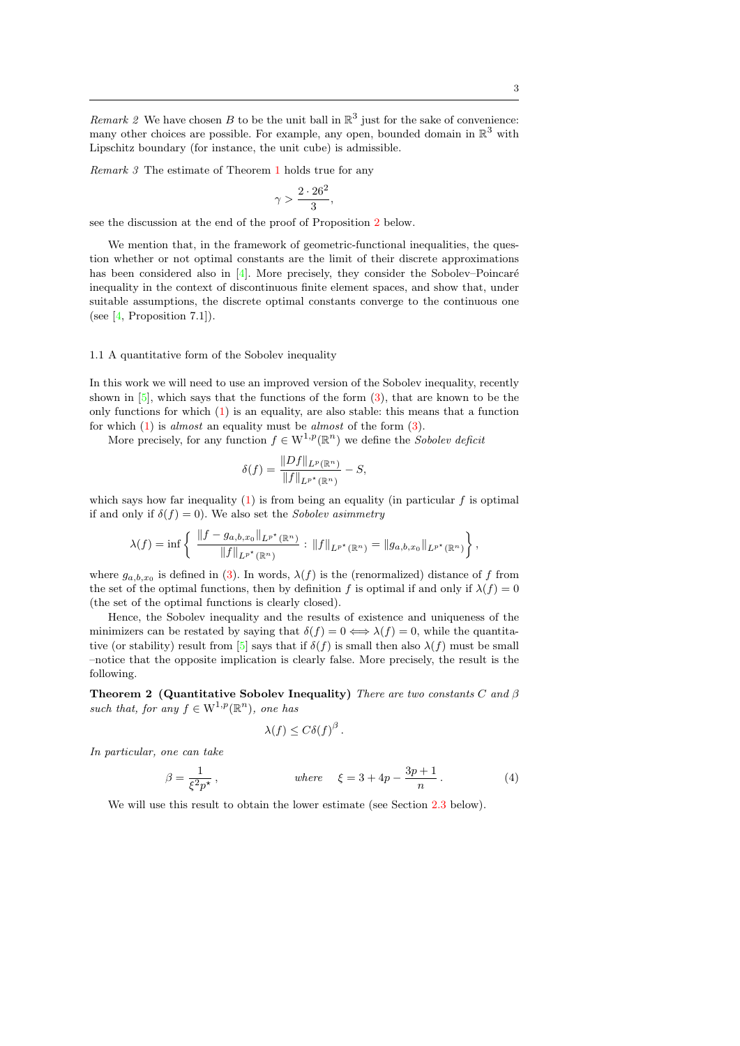*Remark 2* We have chosen $B$ to be the unit ball in $\mathbb{R}^3$ just for the sake of convenience: many other choices are possible. For example, any open, bounded domain in $\mathbb{R}^3$ with Lipschitz boundary (for instance, the unit cube) is admissible.

*Remark 3* The estimate of Theorem 1 holds true for any

$$\gamma > \frac{2 \cdot 26^2}{3},$$

see the discussion at the end of the proof of Proposition 2 below.

We mention that, in the framework of geometric-functional inequalities, the question whether or not optimal constants are the limit of their discrete approximations has been considered also in [4]. More precisely, they consider the Sobolev–Poincaré inequality in the context of discontinuous finite element spaces, and show that, under suitable assumptions, the discrete optimal constants converge to the continuous one (see [4, Proposition 7.1]).

### 1.1 A quantitative form of the Sobolev inequality

In this work we will need to use an improved version of the Sobolev inequality, recently shown in [5], which says that the functions of the form (3), that are known to be the only functions for which (1) is an equality, are also stable: this means that a function for which (1) is *almost* an equality must be *almost* of the form (3).

More precisely, for any function $f \in \mathrm{W}^{1,p}(\mathbb{R}^n)$ we define the *Sobolev deficit*

$$\delta(f) = \frac{\|Df\|_{L^p(\mathbb{R}^n)}}{\|f\|_{L^{p^\star}(\mathbb{R}^n)}} - S,$$

which says how far inequality (1) is from being an equality (in particular $f$ is optimal if and only if $\delta(f) = 0$). We also set the *Sobolev asimmetry*

$$\lambda(f) = \inf \left\{ \frac{\|f - g_{a,b,x_0}\|_{L^{p^\star}(\mathbb{R}^n)}}{\|f\|_{L^{p^\star}(\mathbb{R}^n)}} : \|f\|_{L^{p^\star}(\mathbb{R}^n)} = \|g_{a,b,x_0}\|_{L^{p^\star}(\mathbb{R}^n)} \right\},$$

where $g_{a,b,x_0}$ is defined in (3). In words, $\lambda(f)$ is the (renormalized) distance of $f$ from the set of the optimal functions, then by definition $f$ is optimal if and only if $\lambda(f) = 0$ (the set of the optimal functions is clearly closed).

Hence, the Sobolev inequality and the results of existence and uniqueness of the minimizers can be restated by saying that $\delta(f) = 0 \Longleftrightarrow \lambda(f) = 0$, while the quantitative (or stability) result from [5] says that if $\delta(f)$ is small then also $\lambda(f)$ must be small –notice that the opposite implication is clearly false. More precisely, the result is the following.

**Theorem 2 (Quantitative Sobolev Inequality)** *There are two constants $C$ and $\beta$ such that, for any $f \in \mathrm{W}^{1,p}(\mathbb{R}^n)$, one has*

$$\lambda(f) \leq C\delta(f)^{\beta}.$$

*In particular, one can take*

$$\beta = \frac{1}{\xi^2 p^\star}, \qquad \text{where} \quad \xi = 3 + 4p - \frac{3p+1}{n}. \tag{4}$$

We will use this result to obtain the lower estimate (see Section 2.3 below).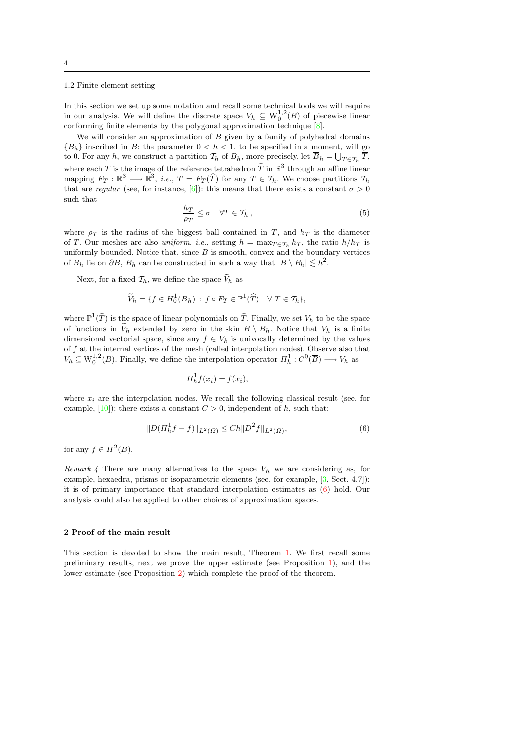### 1.2 Finite element setting

In this section we set up some notation and recall some technical tools we will require in our analysis. We will define the discrete space $V_h \subseteq \mathrm{W}_0^{1,2}(B)$ of piecewise linear conforming finite elements by the polygonal approximation technique [8].

We will consider an approximation of $B$ given by a family of polyhedral domains $\{B_h\}$ inscribed in $B$: the parameter $0 < h < 1$, to be specified in a moment, will go to 0. For any $h$, we construct a partition $\mathcal{T}_h$ of $B_h$, more precisely, let $\overline{B}_h = \bigcup_{T \in \mathcal{T}_h} \overline{T}$, where each $T$ is the image of the reference tetrahedron $\widehat{T}$ in $\mathbb{R}^3$ through an affine linear mapping $F_T : \mathbb{R}^3 \longrightarrow \mathbb{R}^3$, *i.e.*, $T = F_T(\widehat{T})$ for any $T \in \mathcal{T}_h$. We choose partitions $\mathcal{T}_h$ that are *regular* (see, for instance, [6]): this means that there exists a constant $\sigma > 0$ such that

$$
\frac{h_T}{\rho_T} \leq \sigma \quad \forall T \in \mathcal{T}_h \,, \tag{5}
$$

where $\rho_T$ is the radius of the biggest ball contained in $T$, and $h_T$ is the diameter of $T$. Our meshes are also *uniform*, *i.e.*, setting $h = \max_{T \in \mathcal{T}_h} h_T$, the ratio $h/h_T$ is uniformly bounded. Notice that, since $B$ is smooth, convex and the boundary vertices of $\overline{B}_h$ lie on $\partial B$, $B_h$ can be constructed in such a way that $|B \setminus B_h| \lesssim h^2$.

Next, for a fixed $\mathcal{T}_h$, we define the space $\widetilde{V}_h$ as

$$
\widetilde{V}_h = \{f \in H_0^1(\overline{B}_h) \,:\, f \circ F_T \in \mathbb{P}^1(\widehat{T}) \quad \forall\, T \in \mathcal{T}_h\},
$$

where $\mathbb{P}^1(\widehat{T})$ is the space of linear polynomials on $\widehat{T}$. Finally, we set $V_h$ to be the space of functions in $\widetilde{V}_h$ extended by zero in the skin $B \setminus B_h$. Notice that $V_h$ is a finite dimensional vectorial space, since any $f \in V_h$ is univocally determined by the values of $f$ at the internal vertices of the mesh (called interpolation nodes). Observe also that $V_h \subseteq \mathrm{W}_0^{1,2}(B)$. Finally, we define the interpolation operator $\Pi_h^1 : C^0(\overline{B}) \longrightarrow V_h$ as

$$
\Pi_h^1 f(x_i) = f(x_i),
$$

where $x_i$ are the interpolation nodes. We recall the following classical result (see, for example, [10]): there exists a constant $C > 0$, independent of $h$, such that:

$$
\|D(\Pi_h^1 f - f)\|_{L^2(\Omega)} \leq Ch \|D^2 f\|_{L^2(\Omega)}, \tag{6}
$$

for any $f \in H^2(B)$.

*Remark 4* There are many alternatives to the space $V_h$ we are considering as, for example, hexaedra, prisms or isoparametric elements (see, for example, [3, Sect. 4.7]): it is of primary importance that standard interpolation estimates as (6) hold. Our analysis could also be applied to other choices of approximation spaces.

## 2 Proof of the main result

This section is devoted to show the main result, Theorem 1. We first recall some preliminary results, next we prove the upper estimate (see Proposition 1), and the lower estimate (see Proposition 2) which complete the proof of the theorem.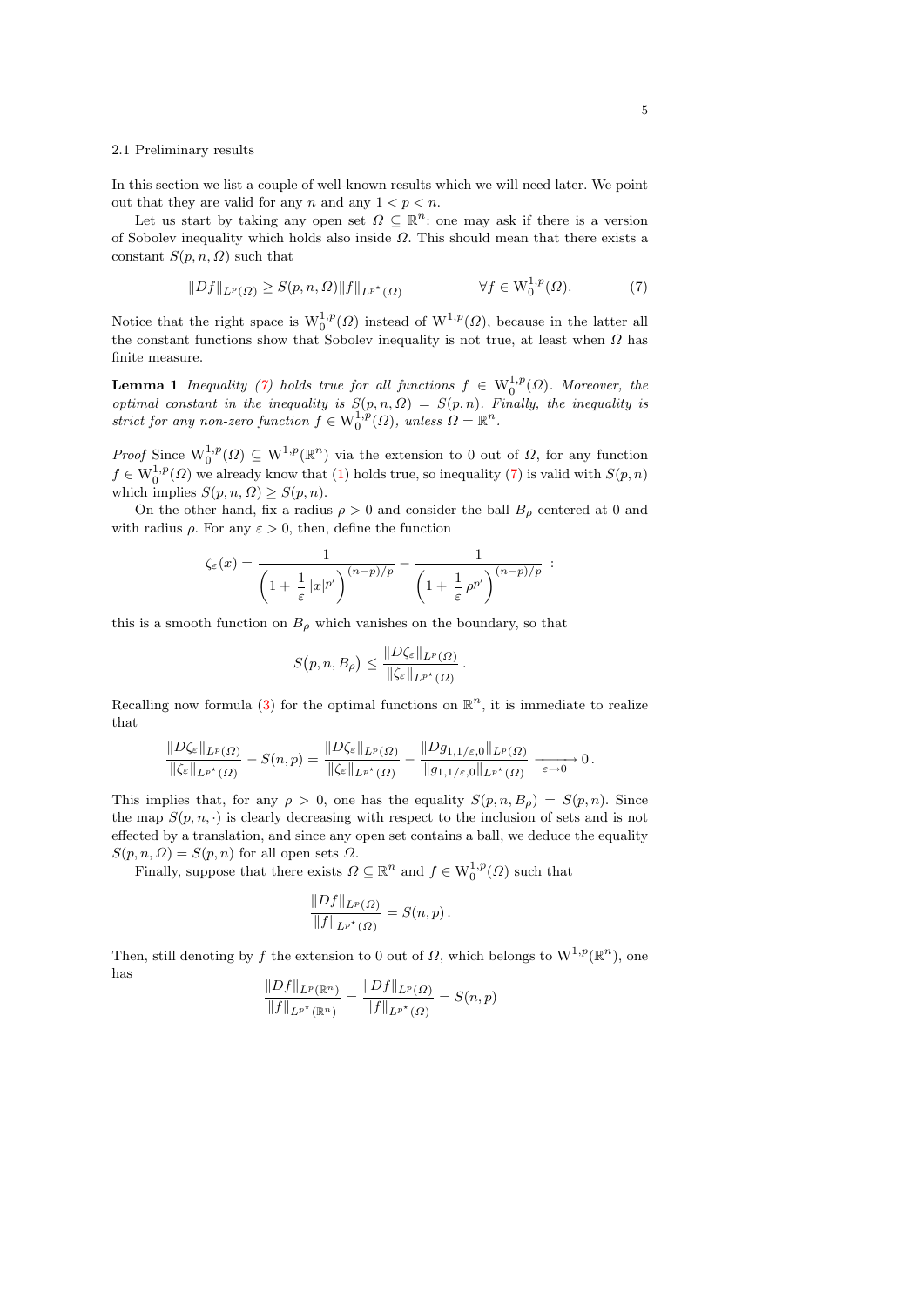### 2.1 Preliminary results

In this section we list a couple of well-known results which we will need later. We point out that they are valid for any $n$ and any $1 < p < n$.

Let us start by taking any open set $\Omega \subseteq \mathbb{R}^n$: one may ask if there is a version of Sobolev inequality which holds also inside $\Omega$. This should mean that there exists a constant $S(p, n, \Omega)$ such that

$$\|Df\|_{L^p(\Omega)} \geq S(p, n, \Omega)\|f\|_{L^{p^\star}(\Omega)} \qquad \forall f \in \mathrm{W}_0^{1,p}(\Omega). \tag{7}$$

Notice that the right space is $\mathrm{W}_0^{1,p}(\Omega)$ instead of $\mathrm{W}^{1,p}(\Omega)$, because in the latter all the constant functions show that Sobolev inequality is not true, at least when $\Omega$ has finite measure.

**Lemma 1** *Inequality (7) holds true for all functions $f \in \mathrm{W}_0^{1,p}(\Omega)$. Moreover, the optimal constant in the inequality is $S(p, n, \Omega) = S(p, n)$. Finally, the inequality is strict for any non-zero function $f \in \mathrm{W}_0^{1,p}(\Omega)$, unless $\Omega = \mathbb{R}^n$.*

*Proof* Since $\mathrm{W}_0^{1,p}(\Omega) \subseteq \mathrm{W}^{1,p}(\mathbb{R}^n)$ via the extension to 0 out of $\Omega$, for any function $f \in \mathrm{W}_0^{1,p}(\Omega)$ we already know that (1) holds true, so inequality (7) is valid with $S(p, n)$ which implies $S(p, n, \Omega) \geq S(p, n)$.

On the other hand, fix a radius $\rho > 0$ and consider the ball $B_\rho$ centered at 0 and with radius $\rho$. For any $\varepsilon > 0$, then, define the function

$$\zeta_\varepsilon(x) = \frac{1}{\left(1 + \frac{1}{\varepsilon}\,|x|^{p'}\right)^{(n-p)/p}} - \frac{1}{\left(1 + \frac{1}{\varepsilon}\,\rho^{p'}\right)^{(n-p)/p}} :$$

this is a smooth function on $B_\rho$ which vanishes on the boundary, so that

$$S\big(p, n, B_\rho\big) \leq \frac{\|D\zeta_\varepsilon\|_{L^p(\Omega)}}{\|\zeta_\varepsilon\|_{L^{p^\star}(\Omega)}}\,.$$

Recalling now formula (3) for the optimal functions on $\mathbb{R}^n$, it is immediate to realize that

$$\frac{\|D\zeta_\varepsilon\|_{L^p(\Omega)}}{\|\zeta_\varepsilon\|_{L^{p^\star}(\Omega)}} - S(n, p) = \frac{\|D\zeta_\varepsilon\|_{L^p(\Omega)}}{\|\zeta_\varepsilon\|_{L^{p^\star}(\Omega)}} - \frac{\|Dg_{1,1/\varepsilon,0}\|_{L^p(\Omega)}}{\|g_{1,1/\varepsilon,0}\|_{L^{p^\star}(\Omega)}} \xrightarrow[\varepsilon \to 0]{} 0\,.$$

This implies that, for any $\rho > 0$, one has the equality $S(p, n, B_\rho) = S(p, n)$. Since the map $S(p, n, \cdot)$ is clearly decreasing with respect to the inclusion of sets and is not effected by a translation, and since any open set contains a ball, we deduce the equality $S(p, n, \Omega) = S(p, n)$ for all open sets $\Omega$.

Finally, suppose that there exists $\Omega \subseteq \mathbb{R}^n$ and $f \in \mathrm{W}_0^{1,p}(\Omega)$ such that

$$\frac{\|Df\|_{L^p(\Omega)}}{\|f\|_{L^{p^\star}(\Omega)}} = S(n, p)\,.$$

Then, still denoting by $f$ the extension to 0 out of $\Omega$, which belongs to $\mathrm{W}^{1,p}(\mathbb{R}^n)$, one has

$$\frac{\|Df\|_{L^p(\mathbb{R}^n)}}{\|f\|_{L^{p^\star}(\mathbb{R}^n)}} = \frac{\|Df\|_{L^p(\Omega)}}{\|f\|_{L^{p^\star}(\Omega)}} = S(n, p)$$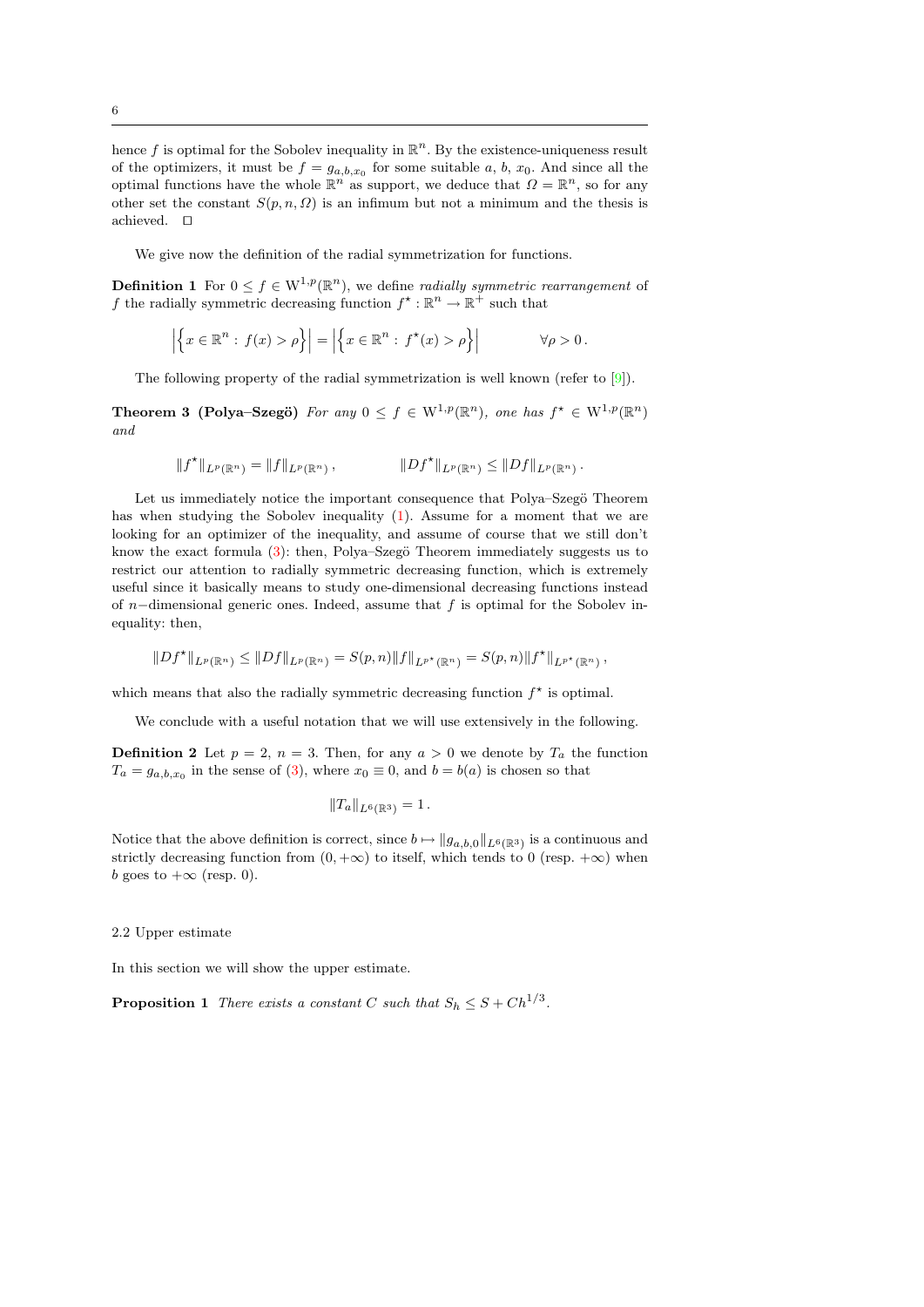hence $f$ is optimal for the Sobolev inequality in $\mathbb{R}^n$. By the existence-uniqueness result of the optimizers, it must be $f = g_{a,b,x_0}$ for some suitable $a$, $b$, $x_0$. And since all the optimal functions have the whole $\mathbb{R}^n$ as support, we deduce that $\Omega = \mathbb{R}^n$, so for any other set the constant $S(p, n, \Omega)$ is an infimum but not a minimum and the thesis is achieved. $\square$

We give now the definition of the radial symmetrization for functions.

**Definition 1** For $0 \leq f \in \mathrm{W}^{1,p}(\mathbb{R}^n)$, we define *radially symmetric rearrangement* of $f$ the radially symmetric decreasing function $f^\star : \mathbb{R}^n \to \mathbb{R}^+$ such that

$$\Big|\Big\{x \in \mathbb{R}^n : \, f(x) > \rho\Big\}\Big| = \Big|\Big\{x \in \mathbb{R}^n : \, f^\star(x) > \rho\Big\}\Big| \qquad \forall \rho > 0\,.$$

The following property of the radial symmetrization is well known (refer to [9]).

**Theorem 3 (Polya–Szegö)** *For any $0 \leq f \in \mathrm{W}^{1,p}(\mathbb{R}^n)$, one has $f^\star \in \mathrm{W}^{1,p}(\mathbb{R}^n)$ and*

$$\|f^\star\|_{L^p(\mathbb{R}^n)} = \|f\|_{L^p(\mathbb{R}^n)}\,, \qquad \|Df^\star\|_{L^p(\mathbb{R}^n)} \leq \|Df\|_{L^p(\mathbb{R}^n)}\,.$$

Let us immediately notice the important consequence that Polya–Szegö Theorem has when studying the Sobolev inequality (1). Assume for a moment that we are looking for an optimizer of the inequality, and assume of course that we still don't know the exact formula (3): then, Polya–Szegö Theorem immediately suggests us to restrict our attention to radially symmetric decreasing function, which is extremely useful since it basically means to study one-dimensional decreasing functions instead of $n-$dimensional generic ones. Indeed, assume that $f$ is optimal for the Sobolev inequality: then,

$$\|Df^\star\|_{L^p(\mathbb{R}^n)} \leq \|Df\|_{L^p(\mathbb{R}^n)} = S(p,n)\|f\|_{L^{p^\star}(\mathbb{R}^n)} = S(p,n)\|f^\star\|_{L^{p^\star}(\mathbb{R}^n)}\,,$$

which means that also the radially symmetric decreasing function $f^\star$ is optimal.

We conclude with a useful notation that we will use extensively in the following.

**Definition 2** Let $p = 2$, $n = 3$. Then, for any $a > 0$ we denote by $T_a$ the function $T_a = g_{a,b,x_0}$ in the sense of (3), where $x_0 \equiv 0$, and $b = b(a)$ is chosen so that

$$\|T_a\|_{L^6(\mathbb{R}^3)} = 1\,.$$

Notice that the above definition is correct, since $b \mapsto \|g_{a,b,0}\|_{L^6(\mathbb{R}^3)}$ is a continuous and strictly decreasing function from $(0, +\infty)$ to itself, which tends to 0 (resp. $+\infty$) when $b$ goes to $+\infty$ (resp. 0).

### 2.2 Upper estimate

In this section we will show the upper estimate.

**Proposition 1** *There exists a constant $C$ such that $S_h \leq S + Ch^{1/3}$.*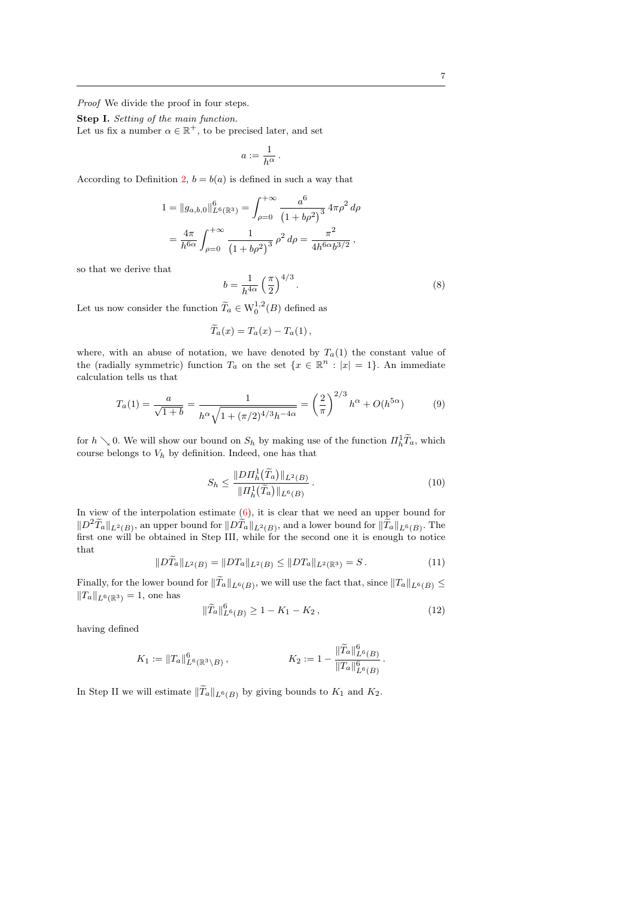*Proof* We divide the proof in four steps.

**Step I.** *Setting of the main function.*
Let us fix a number $\alpha \in \mathbb{R}^+$, to be precised later, and set

$$a := \frac{1}{h^\alpha}\,.$$

According to Definition 2, $b = b(a)$ is defined in such a way that

$$\begin{aligned}
1 = \|g_{a,b,0}\|^6_{L^6(\mathbb{R}^3)} &= \int_{\rho=0}^{+\infty} \frac{a^6}{\left(1+b\rho^2\right)^3}\, 4\pi\rho^2\, d\rho \\
&= \frac{4\pi}{h^{6\alpha}} \int_{\rho=0}^{+\infty} \frac{1}{\left(1+b\rho^2\right)^3}\, \rho^2\, d\rho = \frac{\pi^2}{4h^{6\alpha}b^{3/2}}\,,
\end{aligned}$$

so that we derive that

$$b = \frac{1}{h^{4\alpha}} \left(\frac{\pi}{2}\right)^{4/3}. \tag{8}$$

Let us now consider the function $\widetilde{T}_a \in \mathrm{W}^{1,2}_0(B)$ defined as

$$\widetilde{T}_a(x) = T_a(x) - T_a(1)\,,$$

where, with an abuse of notation, we have denoted by $T_a(1)$ the constant value of the (radially symmetric) function $T_a$ on the set $\{x \in \mathbb{R}^n : |x| = 1\}$. An immediate calculation tells us that

$$T_a(1) = \frac{a}{\sqrt{1+b}} = \frac{1}{h^\alpha \sqrt{1 + (\pi/2)^{4/3} h^{-4\alpha}}} = \left(\frac{2}{\pi}\right)^{2/3} h^\alpha + O(h^{5\alpha}) \tag{9}$$

for $h \searrow 0$. We will show our bound on $S_h$ by making use of the function $\Pi^1_h \widetilde{T}_a$, which course belongs to $V_h$ by definition. Indeed, one has that

$$S_h \leq \frac{\|D\Pi^1_h(\widetilde{T}_a)\|_{L^2(B)}}{\|\Pi^1_h(\widetilde{T}_a)\|_{L^6(B)}}\,. \tag{10}$$

In view of the interpolation estimate (6), it is clear that we need an upper bound for $\|D^2\widetilde{T}_a\|_{L^2(B)}$, an upper bound for $\|D\widetilde{T}_a\|_{L^2(B)}$, and a lower bound for $\|\widetilde{T}_a\|_{L^6(B)}$. The first one will be obtained in Step III, while for the second one it is enough to notice that

$$\|D\widetilde{T}_a\|_{L^2(B)} = \|DT_a\|_{L^2(B)} \leq \|DT_a\|_{L^2(\mathbb{R}^3)} = S\,. \tag{11}$$

Finally, for the lower bound for $\|\widetilde{T}_a\|_{L^6(B)}$, we will use the fact that, since $\|T_a\|_{L^6(B)} \leq \|T_a\|_{L^6(\mathbb{R}^3)} = 1$, one has

$$\|\widetilde{T}_a\|^6_{L^6(B)} \geq 1 - K_1 - K_2\,, \tag{12}$$

having defined

$$K_1 := \|T_a\|^6_{L^6(\mathbb{R}^3\setminus B)}\,, \qquad\qquad K_2 := 1 - \frac{\|\widetilde{T}_a\|^6_{L^6(B)}}{\|T_a\|^6_{L^6(B)}}\,.$$

In Step II we will estimate $\|\widetilde{T}_a\|_{L^6(B)}$ by giving bounds to $K_1$ and $K_2$.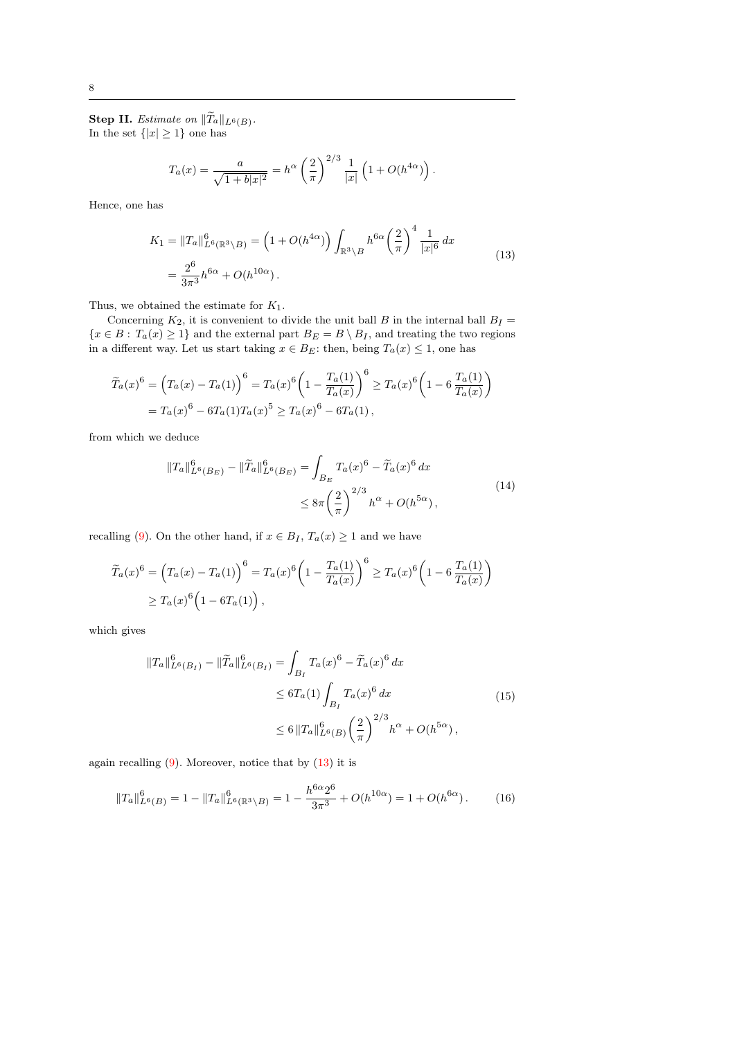**Step II.** *Estimate on* $\|\widetilde{T}_a\|_{L^6(B)}$.
In the set $\{|x| \geq 1\}$ one has

$$
T_a(x) = \frac{a}{\sqrt{1+b|x|^2}} = h^\alpha \left(\frac{2}{\pi}\right)^{2/3} \frac{1}{|x|}\left(1 + O(h^{4\alpha})\right).
$$

Hence, one has

$$
\begin{aligned}
K_1 = \|T_a\|^6_{L^6(\mathbb{R}^3\setminus B)} &= \left(1 + O(h^{4\alpha})\right) \int_{\mathbb{R}^3\setminus B} h^{6\alpha}\left(\frac{2}{\pi}\right)^4 \frac{1}{|x|^6}\, dx \\
&= \frac{2^6}{3\pi^3} h^{6\alpha} + O(h^{10\alpha})\,.
\end{aligned}
\tag{13}
$$

Thus, we obtained the estimate for $K_1$.

Concerning $K_2$, it is convenient to divide the unit ball $B$ in the internal ball $B_I = \{x \in B : T_a(x) \geq 1\}$ and the external part $B_E = B \setminus B_I$, and treating the two regions in a different way. Let us start taking $x \in B_E$: then, being $T_a(x) \leq 1$, one has

$$
\begin{aligned}
\widetilde{T}_a(x)^6 &= \Big(T_a(x) - T_a(1)\Big)^6 = T_a(x)^6\bigg(1 - \frac{T_a(1)}{T_a(x)}\bigg)^6 \geq T_a(x)^6\bigg(1 - 6\,\frac{T_a(1)}{T_a(x)}\bigg) \\
&= T_a(x)^6 - 6T_a(1)T_a(x)^5 \geq T_a(x)^6 - 6T_a(1)\,,
\end{aligned}
$$

from which we deduce

$$
\begin{aligned}
\|T_a\|^6_{L^6(B_E)} - \|\widetilde{T}_a\|^6_{L^6(B_E)} &= \int_{B_E} T_a(x)^6 - \widetilde{T}_a(x)^6\, dx \\
&\leq 8\pi\bigg(\frac{2}{\pi}\bigg)^{2/3} h^\alpha + O(h^{5\alpha})\,,
\end{aligned}
\tag{14}
$$

recalling (9). On the other hand, if $x \in B_I$, $T_a(x) \geq 1$ and we have

$$
\begin{aligned}
\widetilde{T}_a(x)^6 &= \Big(T_a(x) - T_a(1)\Big)^6 = T_a(x)^6\bigg(1 - \frac{T_a(1)}{T_a(x)}\bigg)^6 \geq T_a(x)^6\bigg(1 - 6\,\frac{T_a(1)}{T_a(x)}\bigg) \\
&\geq T_a(x)^6\Big(1 - 6T_a(1)\Big)\,,
\end{aligned}
$$

which gives

$$
\begin{aligned}
\|T_a\|^6_{L^6(B_I)} - \|\widetilde{T}_a\|^6_{L^6(B_I)} &= \int_{B_I} T_a(x)^6 - \widetilde{T}_a(x)^6\, dx \\
&\leq 6T_a(1)\int_{B_I} T_a(x)^6\, dx \\
&\leq 6\,\|T_a\|^6_{L^6(B)}\bigg(\frac{2}{\pi}\bigg)^{2/3} h^\alpha + O(h^{5\alpha})\,,
\end{aligned}
\tag{15}
$$

again recalling (9). Moreover, notice that by (13) it is

$$
\|T_a\|^6_{L^6(B)} = 1 - \|T_a\|^6_{L^6(\mathbb{R}^3\setminus B)} = 1 - \frac{h^{6\alpha}2^6}{3\pi^3} + O(h^{10\alpha}) = 1 + O(h^{6\alpha})\,.
\tag{16}
$$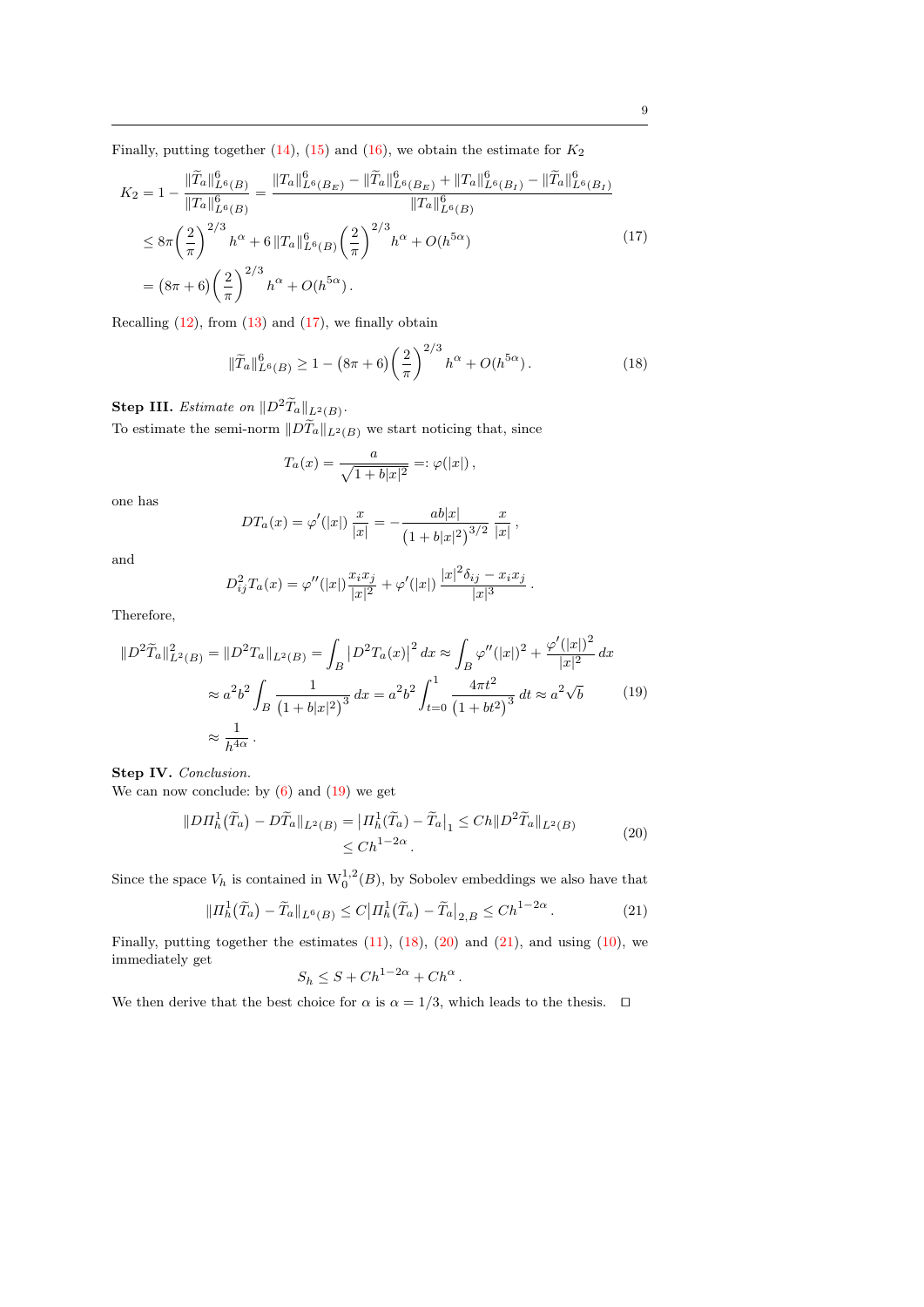Finally, putting together (14), (15) and (16), we obtain the estimate for $K_2$

$$
\begin{aligned}
K_2 &= 1 - \frac{\|\widetilde{T}_a\|^6_{L^6(B)}}{\|T_a\|^6_{L^6(B)}} = \frac{\|T_a\|^6_{L^6(B_E)} - \|\widetilde{T}_a\|^6_{L^6(B_E)} + \|T_a\|^6_{L^6(B_I)} - \|\widetilde{T}_a\|^6_{L^6(B_I)}}{\|T_a\|^6_{L^6(B)}} \\
&\leq 8\pi\Big(\frac{2}{\pi}\Big)^{2/3} h^\alpha + 6\,\|T_a\|^6_{L^6(B)}\Big(\frac{2}{\pi}\Big)^{2/3} h^\alpha + O(h^{5\alpha}) \\
&= \big(8\pi + 6\big)\Big(\frac{2}{\pi}\Big)^{2/3} h^\alpha + O(h^{5\alpha})\,.
\end{aligned}
\tag{17}
$$

Recalling (12), from (13) and (17), we finally obtain

$$
\|\widetilde{T}_a\|^6_{L^6(B)} \geq 1 - \big(8\pi + 6\big)\Big(\frac{2}{\pi}\Big)^{2/3} h^\alpha + O(h^{5\alpha})\,. \tag{18}
$$

**Step III.** *Estimate on* $\|D^2\widetilde{T}_a\|_{L^2(B)}$.
To estimate the semi-norm $\|D\widetilde{T}_a\|_{L^2(B)}$ we start noticing that, since

$$
T_a(x) = \frac{a}{\sqrt{1+b|x|^2}} =: \varphi(|x|)\,,
$$

one has

$$
DT_a(x) = \varphi'(|x|)\,\frac{x}{|x|} = -\frac{ab|x|}{\big(1+b|x|^2\big)^{3/2}}\,\frac{x}{|x|}\,,
$$

and

$$
D^2_{ij}T_a(x) = \varphi''(|x|)\frac{x_i x_j}{|x|^2} + \varphi'(|x|)\,\frac{|x|^2\delta_{ij} - x_i x_j}{|x|^3}\,.
$$

Therefore,

$$
\begin{aligned}
\|D^2\widetilde{T}_a\|^2_{L^2(B)} &= \|D^2 T_a\|_{L^2(B)} = \int_B \big|D^2 T_a(x)\big|^2\,dx \approx \int_B \varphi''(|x|)^2 + \frac{\varphi'(|x|)^2}{|x|^2}\,dx \\
&\approx a^2 b^2 \int_B \frac{1}{\big(1+b|x|^2\big)^3}\,dx = a^2 b^2 \int_{t=0}^1 \frac{4\pi t^2}{\big(1+bt^2\big)^3}\,dt \approx a^2\sqrt{b} \\
&\approx \frac{1}{h^{4\alpha}}\,.
\end{aligned}
\tag{19}
$$

**Step IV.** *Conclusion.*
We can now conclude: by (6) and (19) we get

$$
\begin{aligned}
\|D\Pi^1_h(\widetilde{T}_a) - D\widetilde{T}_a\|_{L^2(B)} &= \big|\Pi^1_h(\widetilde{T}_a) - \widetilde{T}_a\big|_1 \leq Ch\|D^2\widetilde{T}_a\|_{L^2(B)} \\
&\leq Ch^{1-2\alpha}\,.
\end{aligned}
\tag{20}
$$

Since the space $V_h$ is contained in $\mathrm{W}^{1,2}_0(B)$, by Sobolev embeddings we also have that

$$
\|\Pi^1_h(\widetilde{T}_a) - \widetilde{T}_a\|_{L^6(B)} \leq C\big|\Pi^1_h(\widetilde{T}_a) - \widetilde{T}_a\big|_{2,B} \leq Ch^{1-2\alpha}\,. \tag{21}
$$

Finally, putting together the estimates (11), (18), (20) and (21), and using (10), we immediately get

$$
S_h \leq S + Ch^{1-2\alpha} + Ch^\alpha\,.
$$

We then derive that the best choice for $\alpha$ is $\alpha = 1/3$, which leads to the thesis. ◻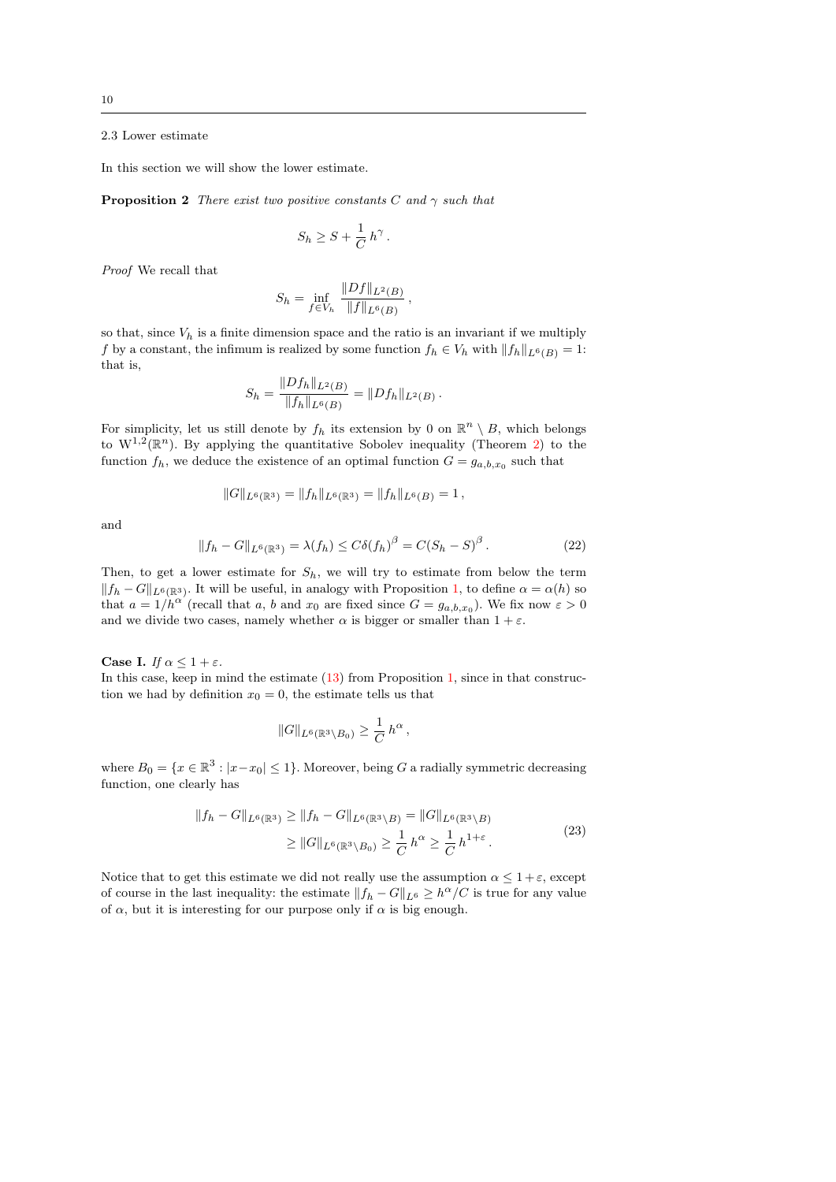### 2.3 Lower estimate

In this section we will show the lower estimate.

**Proposition 2** *There exist two positive constants $C$ and $\gamma$ such that*

$$S_h \geq S + \frac{1}{C}\, h^\gamma\,.$$

*Proof* We recall that

$$S_h = \inf_{f\in V_h} \frac{\|Df\|_{L^2(B)}}{\|f\|_{L^6(B)}}\,,$$

so that, since $V_h$ is a finite dimension space and the ratio is an invariant if we multiply $f$ by a constant, the infimum is realized by some function $f_h \in V_h$ with $\|f_h\|_{L^6(B)} = 1$: that is,

$$S_h = \frac{\|Df_h\|_{L^2(B)}}{\|f_h\|_{L^6(B)}} = \|Df_h\|_{L^2(B)}\,.$$

For simplicity, let us still denote by $f_h$ its extension by 0 on $\mathbb{R}^n \setminus B$, which belongs to $\mathrm{W}^{1,2}(\mathbb{R}^n)$. By applying the quantitative Sobolev inequality (Theorem 2) to the function $f_h$, we deduce the existence of an optimal function $G = g_{a,b,x_0}$ such that

$$\|G\|_{L^6(\mathbb{R}^3)} = \|f_h\|_{L^6(\mathbb{R}^3)} = \|f_h\|_{L^6(B)} = 1\,,$$

and

$$\|f_h - G\|_{L^6(\mathbb{R}^3)} = \lambda(f_h) \leq C\delta(f_h)^\beta = C(S_h - S)^\beta\,. \tag{22}$$

Then, to get a lower estimate for $S_h$, we will try to estimate from below the term $\|f_h - G\|_{L^6(\mathbb{R}^3)}$. It will be useful, in analogy with Proposition 1, to define $\alpha = \alpha(h)$ so that $a = 1/h^\alpha$ (recall that $a$, $b$ and $x_0$ are fixed since $G = g_{a,b,x_0}$). We fix now $\varepsilon > 0$ and we divide two cases, namely whether $\alpha$ is bigger or smaller than $1+\varepsilon$.

**Case I.** *If $\alpha \leq 1+\varepsilon$.*
In this case, keep in mind the estimate (13) from Proposition 1, since in that construction we had by definition $x_0 = 0$, the estimate tells us that

$$\|G\|_{L^6(\mathbb{R}^3\setminus B_0)} \geq \frac{1}{C}\, h^\alpha\,,$$

where $B_0 = \{x \in \mathbb{R}^3 : |x - x_0| \leq 1\}$. Moreover, being $G$ a radially symmetric decreasing function, one clearly has

$$\begin{aligned}
\|f_h - G\|_{L^6(\mathbb{R}^3)} &\geq \|f_h - G\|_{L^6(\mathbb{R}^3\setminus B)} = \|G\|_{L^6(\mathbb{R}^3\setminus B)} \\
&\geq \|G\|_{L^6(\mathbb{R}^3\setminus B_0)} \geq \frac{1}{C}\, h^\alpha \geq \frac{1}{C}\, h^{1+\varepsilon}\,.
\end{aligned} \tag{23}$$

Notice that to get this estimate we did not really use the assumption $\alpha \leq 1+\varepsilon$, except of course in the last inequality: the estimate $\|f_h - G\|_{L^6} \geq h^\alpha/C$ is true for any value of $\alpha$, but it is interesting for our purpose only if $\alpha$ is big enough.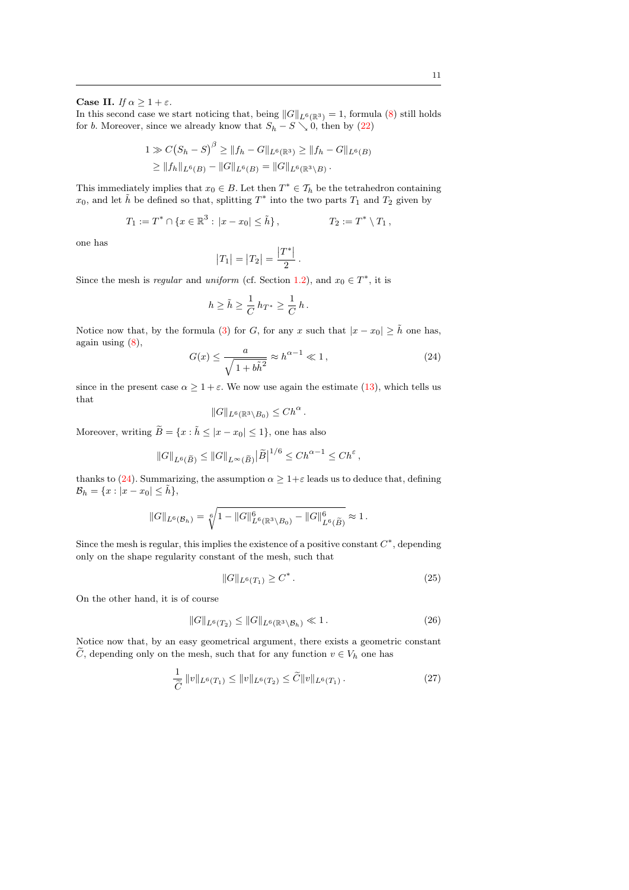**Case II.** *If* $\alpha \geq 1+\varepsilon$.

In this second case we start noticing that, being $\|G\|_{L^6(\mathbb{R}^3)} = 1$, formula (8) still holds for $b$. Moreover, since we already know that $S_h - S \searrow 0$, then by (22)

$$
\begin{aligned}
1 \gg C\big(S_h - S\big)^\beta &\geq \|f_h - G\|_{L^6(\mathbb{R}^3)} \geq \|f_h - G\|_{L^6(B)} \\
&\geq \|f_h\|_{L^6(B)} - \|G\|_{L^6(B)} = \|G\|_{L^6(\mathbb{R}^3\setminus B)} \,.
\end{aligned}
$$

This immediately implies that $x_0 \in B$. Let then $T^* \in \mathcal{T}_h$ be the tetrahedron containing $x_0$, and let $\tilde{h}$ be defined so that, splitting $T^*$ into the two parts $T_1$ and $T_2$ given by

$$
T_1 := T^* \cap \{x \in \mathbb{R}^3 : |x - x_0| \leq \tilde{h}\}\,, \qquad\qquad T_2 := T^* \setminus T_1\,,
$$

one has

$$
|T_1| = |T_2| = \frac{|T^*|}{2}\,.
$$

Since the mesh is *regular* and *uniform* (cf. Section 1.2), and $x_0 \in T^*$, it is

$$
h \geq \tilde{h} \geq \frac{1}{C}\, h_{T^*} \geq \frac{1}{C}\, h\,.
$$

Notice now that, by the formula (3) for $G$, for any $x$ such that $|x - x_0| \geq \tilde{h}$ one has, again using (8),

$$
G(x) \leq \frac{a}{\sqrt{1 + b\tilde{h}^2}} \approx h^{\alpha - 1} \ll 1\,, \tag{24}
$$

since in the present case $\alpha \geq 1 + \varepsilon$. We now use again the estimate (13), which tells us that

$$
\|G\|_{L^6(\mathbb{R}^3\setminus B_0)} \leq C h^\alpha\,.
$$

Moreover, writing $\widetilde{B} = \{x : \tilde{h} \leq |x - x_0| \leq 1\}$, one has also

$$
\|G\|_{L^6(\widetilde{B})} \leq \|G\|_{L^\infty(\widetilde{B})} \big|\widetilde{B}\big|^{1/6} \leq C h^{\alpha-1} \leq C h^\varepsilon\,,
$$

thanks to (24). Summarizing, the assumption $\alpha \geq 1+\varepsilon$ leads us to deduce that, defining $\mathcal{B}_h = \{x : |x - x_0| \leq \tilde{h}\}$,

$$
\|G\|_{L^6(\mathcal{B}_h)} = \sqrt[6]{1 - \|G\|^6_{L^6(\mathbb{R}^3\setminus B_0)} - \|G\|^6_{L^6(\widetilde{B})}} \approx 1\,.
$$

Since the mesh is regular, this implies the existence of a positive constant $C^*$, depending only on the shape regularity constant of the mesh, such that

$$
\|G\|_{L^6(T_1)} \geq C^*\,. \tag{25}
$$

On the other hand, it is of course

$$
\|G\|_{L^6(T_2)} \leq \|G\|_{L^6(\mathbb{R}^3\setminus\mathcal{B}_h)} \ll 1\,. \tag{26}
$$

Notice now that, by an easy geometrical argument, there exists a geometric constant $\widetilde{C}$, depending only on the mesh, such that for any function $v \in V_h$ one has

$$
\frac{1}{\widetilde{C}}\, \|v\|_{L^6(T_1)} \leq \|v\|_{L^6(T_2)} \leq \widetilde{C} \|v\|_{L^6(T_1)}\,. \tag{27}
$$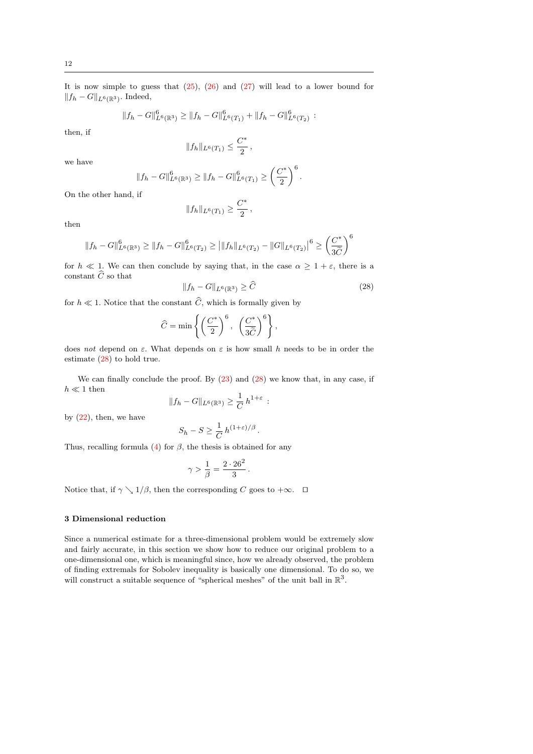It is now simple to guess that (25), (26) and (27) will lead to a lower bound for $\|f_h - G\|_{L^6(\mathbb{R}^3)}$. Indeed,

$$\|f_h - G\|^6_{L^6(\mathbb{R}^3)} \geq \|f_h - G\|^6_{L^6(T_1)} + \|f_h - G\|^6_{L^6(T_2)} :$$

then, if

$$\|f_h\|_{L^6(T_1)} \leq \frac{C^*}{2},$$

we have

$$\|f_h - G\|^6_{L^6(\mathbb{R}^3)} \geq \|f_h - G\|^6_{L^6(T_1)} \geq \left(\frac{C^*}{2}\right)^6.$$

On the other hand, if

$$\|f_h\|_{L^6(T_1)} \geq \frac{C^*}{2},$$

then

$$\|f_h - G\|^6_{L^6(\mathbb{R}^3)} \geq \|f_h - G\|^6_{L^6(T_2)} \geq \left|\|f_h\|_{L^6(T_2)} - \|G\|_{L^6(T_2)}\right|^6 \geq \left(\frac{C^*}{3\widetilde{C}}\right)^6$$

for $h \ll 1$. We can then conclude by saying that, in the case $\alpha \geq 1 + \varepsilon$, there is a constant $\widehat{C}$ so that

$$\|f_h - G\|_{L^6(\mathbb{R}^3)} \geq \widehat{C} \tag{28}$$

for $h \ll 1$. Notice that the constant $\widehat{C}$, which is formally given by

$$\widehat{C} = \min\left\{\left(\frac{C^*}{2}\right)^6, \left(\frac{C^*}{3\widetilde{C}}\right)^6\right\},$$

does *not* depend on $\varepsilon$. What depends on $\varepsilon$ is how small $h$ needs to be in order the estimate (28) to hold true.

We can finally conclude the proof. By (23) and (28) we know that, in any case, if $h \ll 1$ then

$$\|f_h - G\|_{L^6(\mathbb{R}^3)} \geq \frac{1}{C}\, h^{1+\varepsilon} :$$

by (22), then, we have

$$S_h - S \geq \frac{1}{C}\, h^{(1+\varepsilon)/\beta}.$$

Thus, recalling formula (4) for $\beta$, the thesis is obtained for any

$$\gamma > \frac{1}{\beta} = \frac{2 \cdot 26^2}{3}.$$

Notice that, if $\gamma \searrow 1/\beta$, then the corresponding $C$ goes to $+\infty$. $\square$

## 3 Dimensional reduction

Since a numerical estimate for a three-dimensional problem would be extremely slow and fairly accurate, in this section we show how to reduce our original problem to a one-dimensional one, which is meaningful since, how we already observed, the problem of finding extremals for Sobolev inequality is basically one dimensional. To do so, we will construct a suitable sequence of "spherical meshes" of the unit ball in $\mathbb{R}^3$.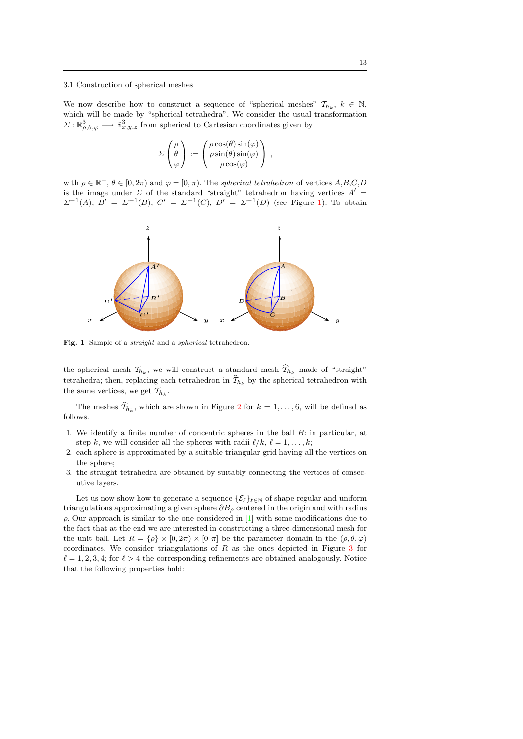### 3.1 Construction of spherical meshes

We now describe how to construct a sequence of "spherical meshes" $\mathcal{T}_{h_k}$, $k \in \mathbb{N}$, which will be made by "spherical tetrahedra". We consider the usual transformation $\Sigma : \mathbb{R}^3_{\rho,\theta,\varphi} \longrightarrow \mathbb{R}^3_{x,y,z}$ from spherical to Cartesian coordinates given by

$$\Sigma \begin{pmatrix} \rho \\ \theta \\ \varphi \end{pmatrix} := \begin{pmatrix} \rho\cos(\theta)\sin(\varphi) \\ \rho\sin(\theta)\sin(\varphi) \\ \rho\cos(\varphi) \end{pmatrix} ,$$

with $\rho \in \mathbb{R}^+$, $\theta \in [0, 2\pi)$ and $\varphi = [0, \pi)$. The *spherical tetrahedron* of vertices $A,B,C,D$ is the image under $\Sigma$ of the standard "straight" tetrahedron having vertices $A' = \Sigma^{-1}(A)$, $B' = \Sigma^{-1}(B)$, $C' = \Sigma^{-1}(C)$, $D' = \Sigma^{-1}(D)$ (see Figure 1). To obtain

z

z

$A'$

$D'$

$B'$

$C'$

x

y

$A$

$D$

$B$

$C$

x

y

**Fig. 1** Sample of a *straight* and a *spherical* tetrahedron.

the spherical mesh $\mathcal{T}_{h_k}$, we will construct a standard mesh $\widehat{\mathcal{T}}_{h_k}$ made of "straight" tetrahedra; then, replacing each tetrahedron in $\widehat{\mathcal{T}}_{h_k}$ by the spherical tetrahedron with the same vertices, we get $\mathcal{T}_{h_k}$.

The meshes $\widehat{\mathcal{T}}_{h_k}$, which are shown in Figure 2 for $k = 1, \ldots, 6$, will be defined as follows.

1. We identify a finite number of concentric spheres in the ball $B$: in particular, at step $k$, we will consider all the spheres with radii $\ell/k$, $\ell = 1, \ldots, k$;
2. each sphere is approximated by a suitable triangular grid having all the vertices on the sphere;
3. the straight tetrahedra are obtained by suitably connecting the vertices of consecutive layers.

Let us now show how to generate a sequence $\{\mathcal{E}_\ell\}_{\ell\in\mathbb{N}}$ of shape regular and uniform triangulations approximating a given sphere $\partial B_\rho$ centered in the origin and with radius $\rho$. Our approach is similar to the one considered in [1] with some modifications due to the fact that at the end we are interested in constructing a three-dimensional mesh for the unit ball. Let $R = \{\rho\} \times [0, 2\pi) \times [0, \pi]$ be the parameter domain in the $(\rho, \theta, \varphi)$ coordinates. We consider triangulations of $R$ as the ones depicted in Figure 3 for $\ell = 1, 2, 3, 4$; for $\ell > 4$ the corresponding refinements are obtained analogously. Notice that the following properties hold: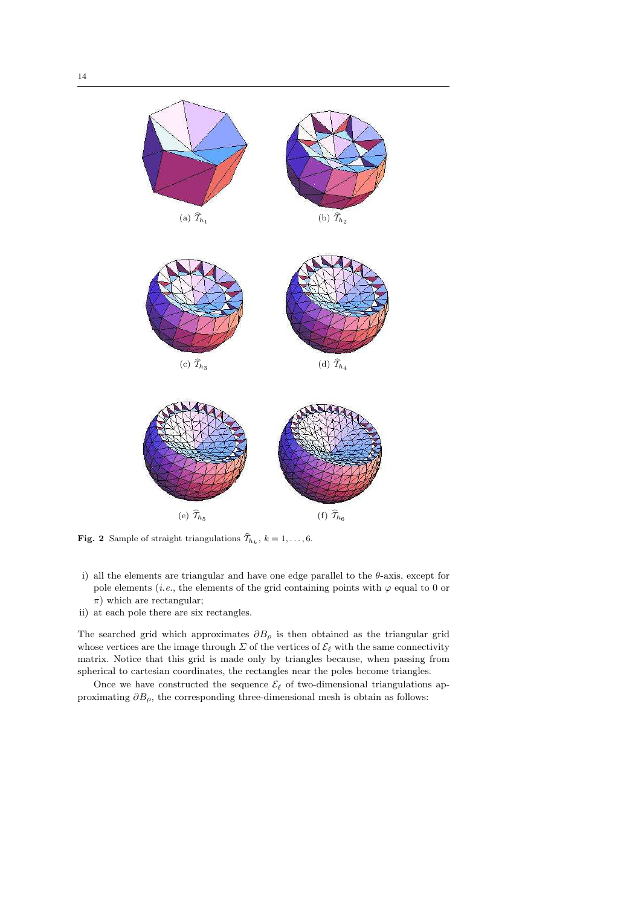(a) $\widehat{\mathcal{T}}_{h_1}$

(b) $\widehat{\mathcal{T}}_{h_2}$

(c) $\widehat{\mathcal{T}}_{h_3}$

(d) $\widehat{\mathcal{T}}_{h_4}$

(e) $\widehat{\mathcal{T}}_{h_5}$

(f) $\widehat{\mathcal{T}}_{h_6}$

**Fig. 2** Sample of straight triangulations $\widehat{\mathcal{T}}_{h_k}$, $k = 1, \ldots, 6$.

i) all the elements are triangular and have one edge parallel to the $\theta$-axis, except for pole elements (*i.e.*, the elements of the grid containing points with $\varphi$ equal to 0 or $\pi$) which are rectangular;
ii) at each pole there are six rectangles.

The searched grid which approximates $\partial B_\rho$ is then obtained as the triangular grid whose vertices are the image through $\Sigma$ of the vertices of $\mathcal{E}_\ell$ with the same connectivity matrix. Notice that this grid is made only by triangles because, when passing from spherical to cartesian coordinates, the rectangles near the poles become triangles.

Once we have constructed the sequence $\mathcal{E}_\ell$ of two-dimensional triangulations approximating $\partial B_\rho$, the corresponding three-dimensional mesh is obtain as follows: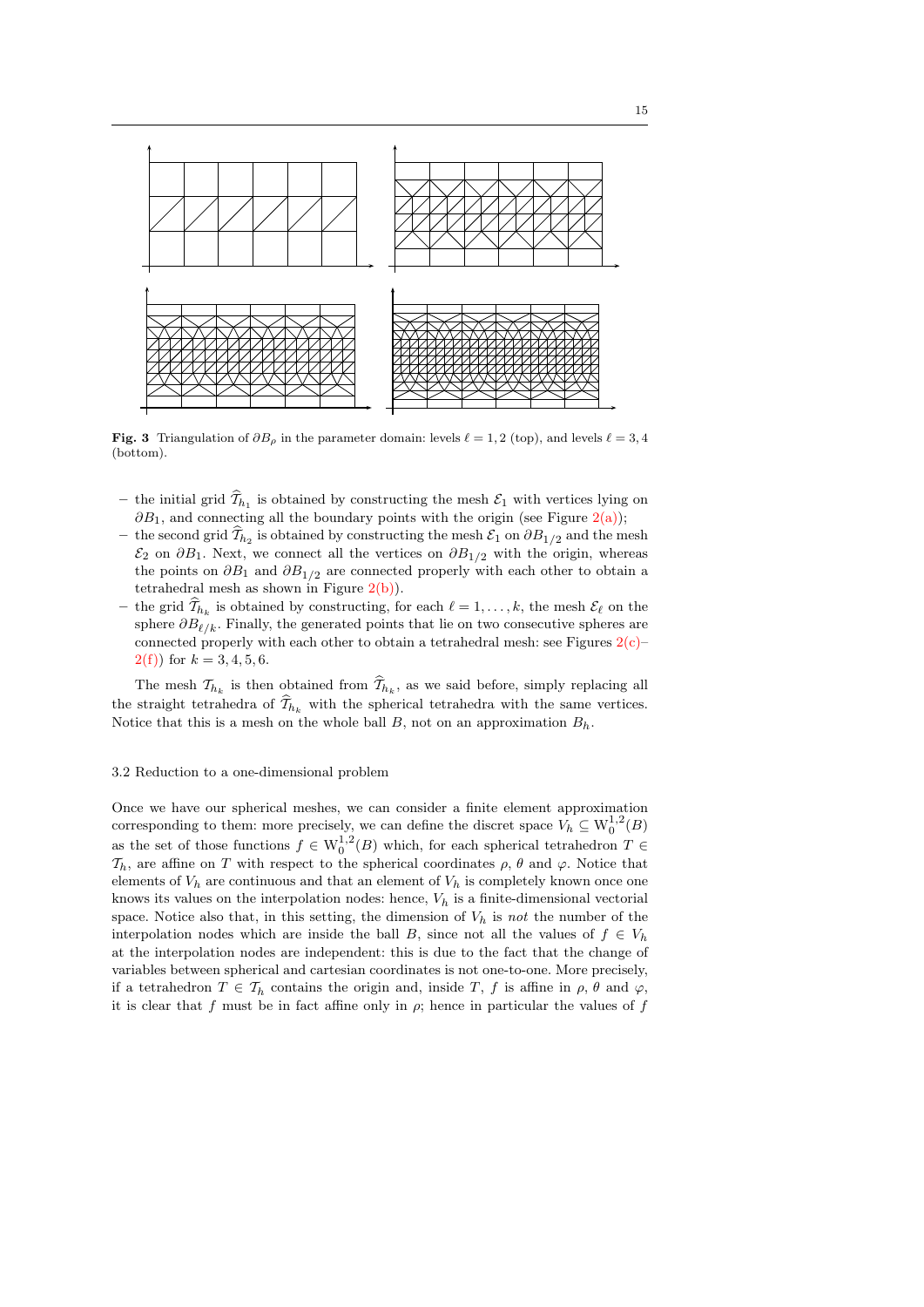**Fig. 3** Triangulation of $\partial B_\rho$ in the parameter domain: levels $\ell = 1, 2$ (top), and levels $\ell = 3, 4$ (bottom).

- the initial grid $\widehat{\mathcal{T}}_{h_1}$ is obtained by constructing the mesh $\mathcal{E}_1$ with vertices lying on $\partial B_1$, and connecting all the boundary points with the origin (see Figure 2(a));
- the second grid $\widehat{\mathcal{T}}_{h_2}$ is obtained by constructing the mesh $\mathcal{E}_1$ on $\partial B_{1/2}$ and the mesh $\mathcal{E}_2$ on $\partial B_1$. Next, we connect all the vertices on $\partial B_{1/2}$ with the origin, whereas the points on $\partial B_1$ and $\partial B_{1/2}$ are connected properly with each other to obtain a tetrahedral mesh as shown in Figure 2(b)).
- the grid $\widehat{\mathcal{T}}_{h_k}$ is obtained by constructing, for each $\ell = 1, \ldots, k$, the mesh $\mathcal{E}_\ell$ on the sphere $\partial B_{\ell/k}$. Finally, the generated points that lie on two consecutive spheres are connected properly with each other to obtain a tetrahedral mesh: see Figures 2(c)–2(f)) for $k = 3, 4, 5, 6$.

The mesh $\mathcal{T}_{h_k}$ is then obtained from $\widehat{\mathcal{T}}_{h_k}$, as we said before, simply replacing all the straight tetrahedra of $\widehat{\mathcal{T}}_{h_k}$ with the spherical tetrahedra with the same vertices. Notice that this is a mesh on the whole ball $B$, not on an approximation $B_h$.

### 3.2 Reduction to a one-dimensional problem

Once we have our spherical meshes, we can consider a finite element approximation corresponding to them: more precisely, we can define the discret space $V_h \subseteq \mathrm{W}_0^{1,2}(B)$ as the set of those functions $f \in \mathrm{W}_0^{1,2}(B)$ which, for each spherical tetrahedron $T \in \mathcal{T}_h$, are affine on $T$ with respect to the spherical coordinates $\rho$, $\theta$ and $\varphi$. Notice that elements of $V_h$ are continuous and that an element of $V_h$ is completely known once one knows its values on the interpolation nodes: hence, $V_h$ is a finite-dimensional vectorial space. Notice also that, in this setting, the dimension of $V_h$ is *not* the number of the interpolation nodes which are inside the ball $B$, since not all the values of $f \in V_h$ at the interpolation nodes are independent: this is due to the fact that the change of variables between spherical and cartesian coordinates is not one-to-one. More precisely, if a tetrahedron $T \in \mathcal{T}_h$ contains the origin and, inside $T$, $f$ is affine in $\rho$, $\theta$ and $\varphi$, it is clear that $f$ must be in fact affine only in $\rho$; hence in particular the values of $f$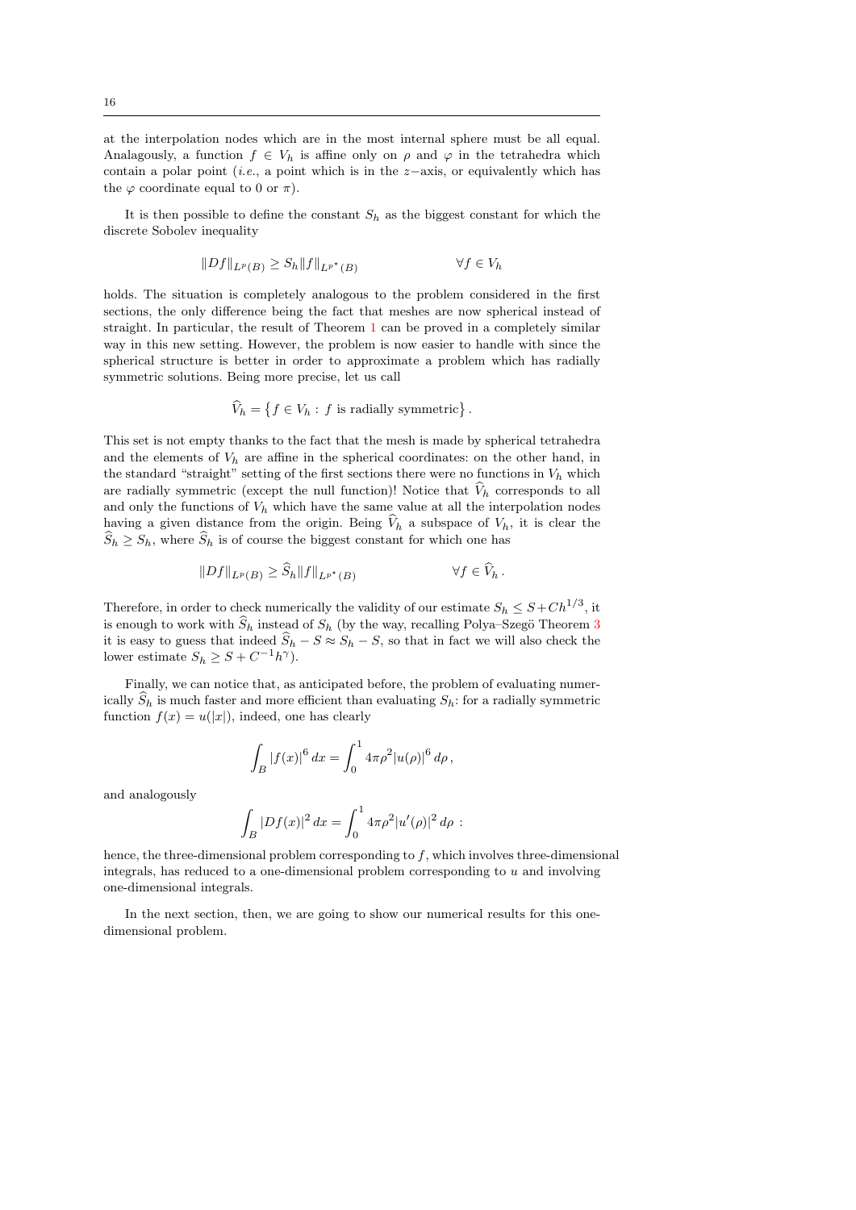at the interpolation nodes which are in the most internal sphere must be all equal. Analagously, a function $f \in V_h$ is affine only on $\rho$ and $\varphi$ in the tetrahedra which contain a polar point (*i.e.*, a point which is in the $z-$axis, or equivalently which has the $\varphi$ coordinate equal to 0 or $\pi$).

It is then possible to define the constant $S_h$ as the biggest constant for which the discrete Sobolev inequality

$$\|Df\|_{L^p(B)} \geq S_h \|f\|_{L^{p^\star}(B)} \qquad\qquad \forall f \in V_h$$

holds. The situation is completely analogous to the problem considered in the first sections, the only difference being the fact that meshes are now spherical instead of straight. In particular, the result of Theorem 1 can be proved in a completely similar way in this new setting. However, the problem is now easier to handle with since the spherical structure is better in order to approximate a problem which has radially symmetric solutions. Being more precise, let us call

$$\widehat{V}_h = \left\{ f \in V_h :\, f \text{ is radially symmetric} \right\}.$$

This set is not empty thanks to the fact that the mesh is made by spherical tetrahedra and the elements of $V_h$ are affine in the spherical coordinates: on the other hand, in the standard "straight" setting of the first sections there were no functions in $V_h$ which are radially symmetric (except the null function)! Notice that $\widehat{V}_h$ corresponds to all and only the functions of $V_h$ which have the same value at all the interpolation nodes having a given distance from the origin. Being $\widehat{V}_h$ a subspace of $V_h$, it is clear the $\widehat{S}_h \geq S_h$, where $\widehat{S}_h$ is of course the biggest constant for which one has

$$\|Df\|_{L^p(B)} \geq \widehat{S}_h \|f\|_{L^{p^\star}(B)} \qquad\qquad \forall f \in \widehat{V}_h\,.$$

Therefore, in order to check numerically the validity of our estimate $S_h \leq S + Ch^{1/3}$, it is enough to work with $\widehat{S}_h$ instead of $S_h$ (by the way, recalling Polya–Szegö Theorem 3 it is easy to guess that indeed $\widehat{S}_h - S \approx S_h - S$, so that in fact we will also check the lower estimate $S_h \geq S + C^{-1}h^\gamma$).

Finally, we can notice that, as anticipated before, the problem of evaluating numerically $\widehat{S}_h$ is much faster and more efficient than evaluating $S_h$: for a radially symmetric function $f(x) = u(|x|)$, indeed, one has clearly

$$\int_B |f(x)|^6\, dx = \int_0^1 4\pi\rho^2 |u(\rho)|^6\, d\rho\,,$$

and analogously

$$\int_B |Df(x)|^2\, dx = \int_0^1 4\pi\rho^2 |u'(\rho)|^2\, d\rho\ :$$

hence, the three-dimensional problem corresponding to $f$, which involves three-dimensional integrals, has reduced to a one-dimensional problem corresponding to $u$ and involving one-dimensional integrals.

In the next section, then, we are going to show our numerical results for this one-dimensional problem.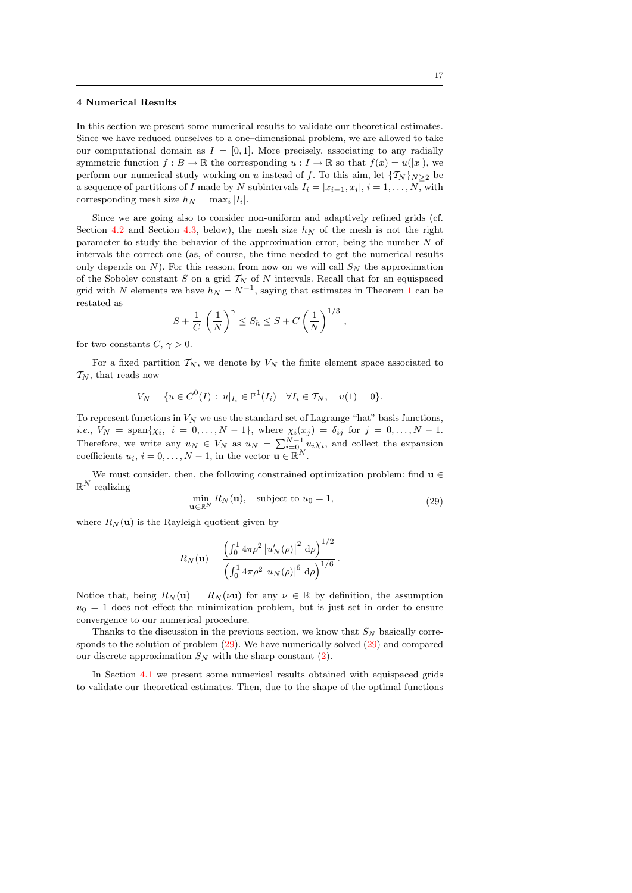## 4 Numerical Results

In this section we present some numerical results to validate our theoretical estimates. Since we have reduced ourselves to a one–dimensional problem, we are allowed to take our computational domain as $I = [0, 1]$. More precisely, associating to any radially symmetric function $f : B \to \mathbb{R}$ the corresponding $u : I \to \mathbb{R}$ so that $f(x) = u(|x|)$, we perform our numerical study working on $u$ instead of $f$. To this aim, let $\{\mathcal{T}_N\}_{N\geq 2}$ be a sequence of partitions of $I$ made by $N$ subintervals $I_i = [x_{i-1}, x_i]$, $i = 1, \dots, N$, with corresponding mesh size $h_N = \max_i |I_i|$.

Since we are going also to consider non-uniform and adaptively refined grids (cf. Section 4.2 and Section 4.3, below), the mesh size $h_N$ of the mesh is not the right parameter to study the behavior of the approximation error, being the number $N$ of intervals the correct one (as, of course, the time needed to get the numerical results only depends on $N$). For this reason, from now on we will call $S_N$ the approximation of the Sobolev constant $S$ on a grid $\mathcal{T}_N$ of $N$ intervals. Recall that for an equispaced grid with $N$ elements we have $h_N = N^{-1}$, saying that estimates in Theorem 1 can be restated as

$$S + \frac{1}{C}\left(\frac{1}{N}\right)^{\gamma} \leq S_h \leq S + C\left(\frac{1}{N}\right)^{1/3},$$

for two constants $C$, $\gamma > 0$.

For a fixed partition $\mathcal{T}_N$, we denote by $V_N$ the finite element space associated to $\mathcal{T}_N$, that reads now

$$V_N = \{u \in C^0(I) \,:\, u|_{I_i} \in \mathbb{P}^1(I_i) \quad \forall I_i \in \mathcal{T}_N, \quad u(1) = 0\}.$$

To represent functions in $V_N$ we use the standard set of Lagrange "hat" basis functions, *i.e.*, $V_N = \mathrm{span}\{\chi_i,\ i = 0, \dots, N-1\}$, where $\chi_i(x_j) = \delta_{ij}$ for $j = 0, \dots, N-1$. Therefore, we write any $u_N \in V_N$ as $u_N = \sum_{i=0}^{N-1} u_i \chi_i$, and collect the expansion coefficients $u_i$, $i = 0, \dots, N-1$, in the vector $\mathbf{u} \in \mathbb{R}^N$.

We must consider, then, the following constrained optimization problem: find $\mathbf{u} \in \mathbb{R}^N$ realizing

$$\min_{\mathbf{u}\in\mathbb{R}^N} R_N(\mathbf{u}), \quad \text{subject to } u_0 = 1, \tag{29}$$

where $R_N(\mathbf{u})$ is the Rayleigh quotient given by

$$R_N(\mathbf{u}) = \frac{\left(\int_0^1 4\pi\rho^2 \left|u_N'(\rho)\right|^2 \,\mathrm{d}\rho\right)^{1/2}}{\left(\int_0^1 4\pi\rho^2 \left|u_N(\rho)\right|^6 \,\mathrm{d}\rho\right)^{1/6}}.$$

Notice that, being $R_N(\mathbf{u}) = R_N(\nu\mathbf{u})$ for any $\nu \in \mathbb{R}$ by definition, the assumption $u_0 = 1$ does not effect the minimization problem, but is just set in order to ensure convergence to our numerical procedure.

Thanks to the discussion in the previous section, we know that $S_N$ basically corresponds to the solution of problem (29). We have numerically solved (29) and compared our discrete approximation $S_N$ with the sharp constant (2).

In Section 4.1 we present some numerical results obtained with equispaced grids to validate our theoretical estimates. Then, due to the shape of the optimal functions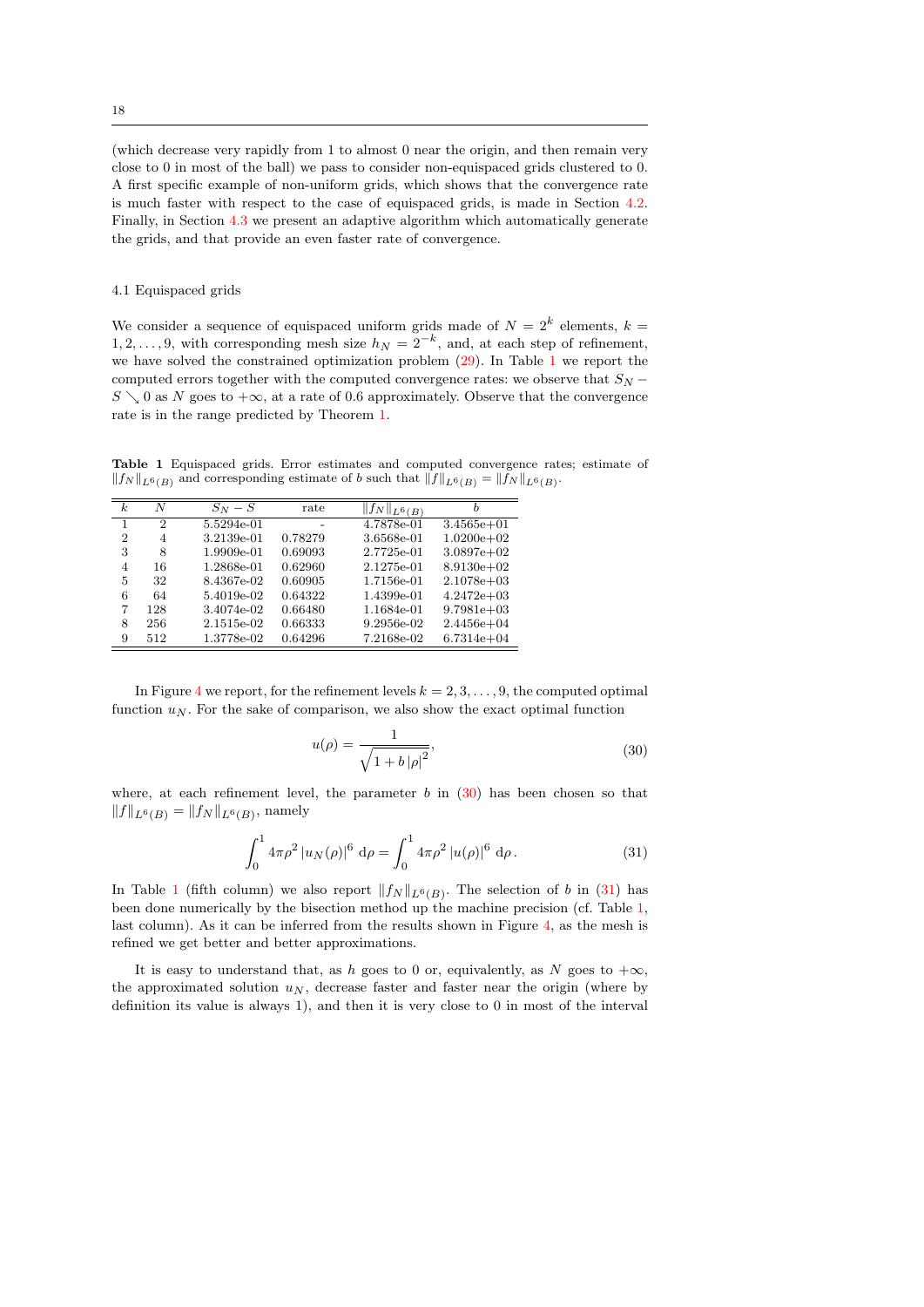(which decrease very rapidly from 1 to almost 0 near the origin, and then remain very close to 0 in most of the ball) we pass to consider non-equispaced grids clustered to 0. A first specific example of non-uniform grids, which shows that the convergence rate is much faster with respect to the case of equispaced grids, is made in Section 4.2. Finally, in Section 4.3 we present an adaptive algorithm which automatically generate the grids, and that provide an even faster rate of convergence.

## 4.1 Equispaced grids

We consider a sequence of equispaced uniform grids made of $N = 2^k$ elements, $k = 1, 2, \ldots, 9$, with corresponding mesh size $h_N = 2^{-k}$, and, at each step of refinement, we have solved the constrained optimization problem (29). In Table 1 we report the computed errors together with the computed convergence rates: we observe that $S_N - S \searrow 0$ as $N$ goes to $+\infty$, at a rate of 0.6 approximately. Observe that the convergence rate is in the range predicted by Theorem 1.

**Table 1** Equispaced grids. Error estimates and computed convergence rates; estimate of $\|f_N\|_{L^6(B)}$ and corresponding estimate of $b$ such that $\|f\|_{L^6(B)} = \|f_N\|_{L^6(B)}$.

| $k$ | $N$ | $S_N - S$ | rate | $\|f_N\|_{L^6(B)}$ | $b$ |
|---|---|---|---|---|---|
| 1 | 2 | 5.5294e-01 | - | 4.7878e-01 | 3.4565e+01 |
| 2 | 4 | 3.2139e-01 | 0.78279 | 3.6568e-01 | 1.0200e+02 |
| 3 | 8 | 1.9909e-01 | 0.69093 | 2.7725e-01 | 3.0897e+02 |
| 4 | 16 | 1.2868e-01 | 0.62960 | 2.1275e-01 | 8.9130e+02 |
| 5 | 32 | 8.4367e-02 | 0.60905 | 1.7156e-01 | 2.1078e+03 |
| 6 | 64 | 5.4019e-02 | 0.64322 | 1.4399e-01 | 4.2472e+03 |
| 7 | 128 | 3.4074e-02 | 0.66480 | 1.1684e-01 | 9.7981e+03 |
| 8 | 256 | 2.1515e-02 | 0.66333 | 9.2956e-02 | 2.4456e+04 |
| 9 | 512 | 1.3778e-02 | 0.64296 | 7.2168e-02 | 6.7314e+04 |

In Figure 4 we report, for the refinement levels $k = 2, 3, \ldots, 9$, the computed optimal function $u_N$. For the sake of comparison, we also show the exact optimal function

$$u(\rho) = \frac{1}{\sqrt{1 + b\,|\rho|^2}}, \tag{30}$$

where, at each refinement level, the parameter $b$ in (30) has been chosen so that $\|f\|_{L^6(B)} = \|f_N\|_{L^6(B)}$, namely

$$\int_0^1 4\pi\rho^2\,|u_N(\rho)|^6\,\mathrm{d}\rho = \int_0^1 4\pi\rho^2\,|u(\rho)|^6\,\mathrm{d}\rho\,. \tag{31}$$

In Table 1 (fifth column) we also report $\|f_N\|_{L^6(B)}$. The selection of $b$ in (31) has been done numerically by the bisection method up the machine precision (cf. Table 1, last column). As it can be inferred from the results shown in Figure 4, as the mesh is refined we get better and better approximations.

It is easy to understand that, as $h$ goes to 0 or, equivalently, as $N$ goes to $+\infty$, the approximated solution $u_N$, decrease faster and faster near the origin (where by definition its value is always 1), and then it is very close to 0 in most of the interval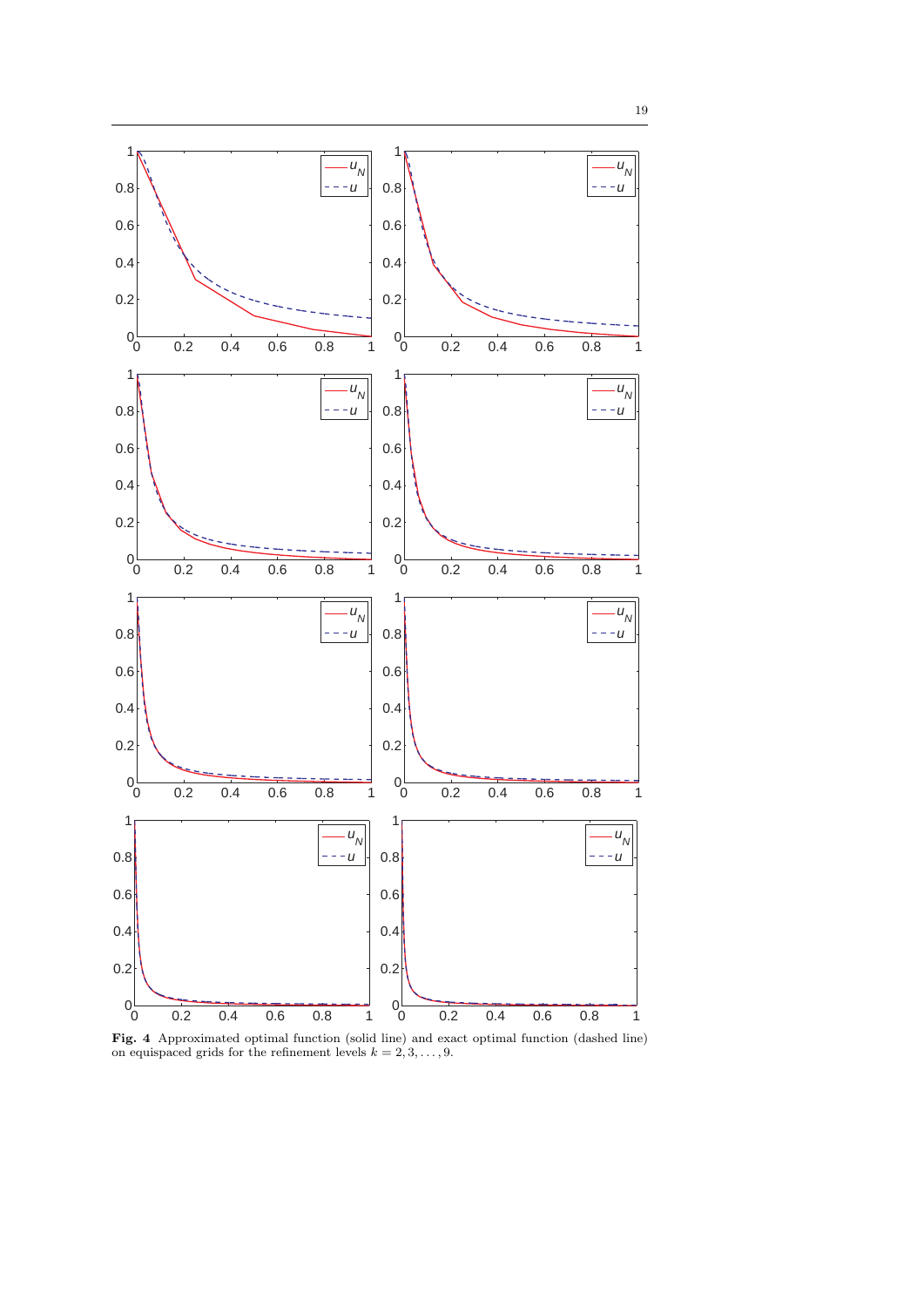Fig. 4 Approximated optimal function (solid line) and exact optimal function (dashed line) on equispaced grids for the refinement levels $k = 2, 3, \ldots, 9$.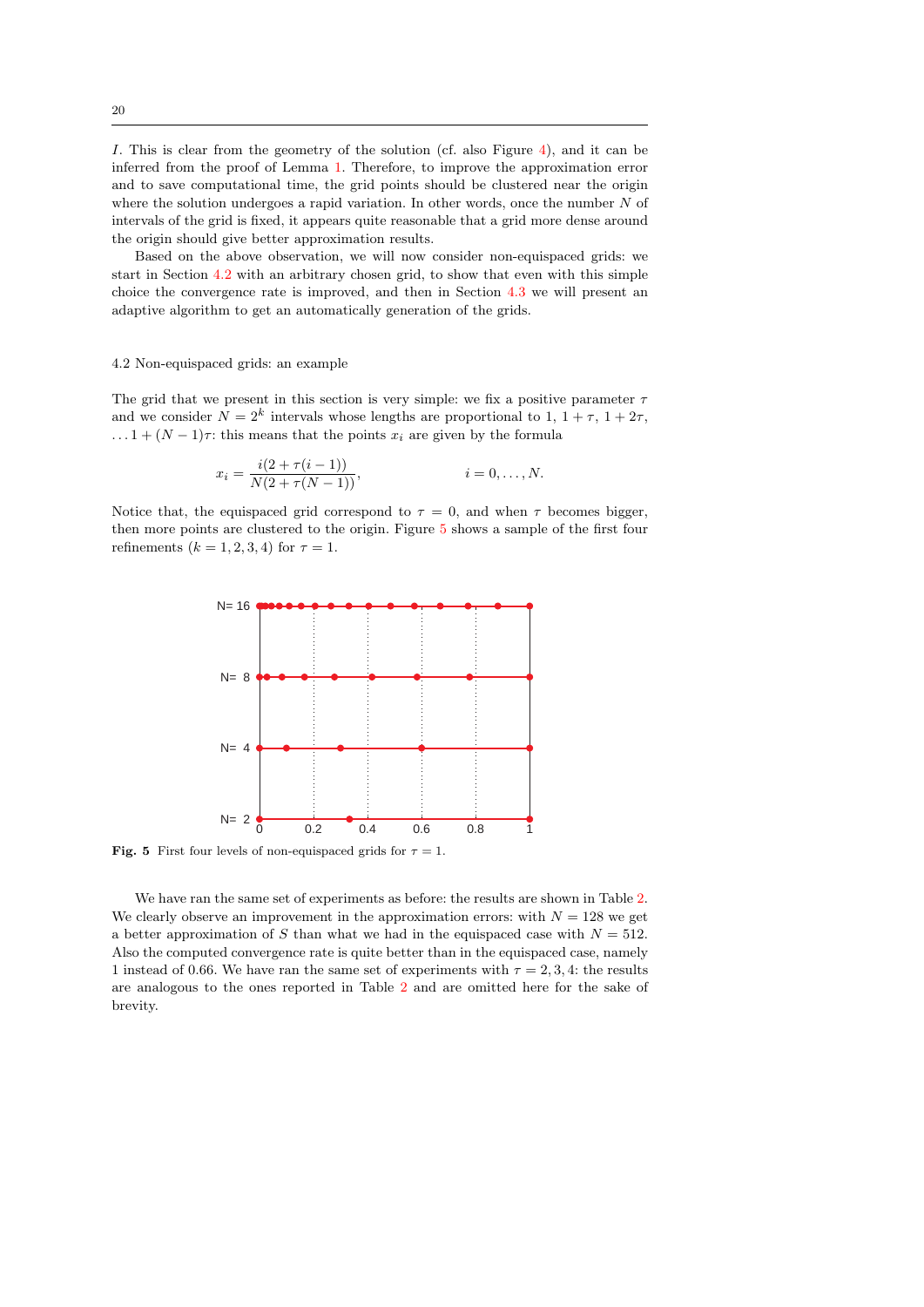$I$. This is clear from the geometry of the solution (cf. also Figure 4), and it can be inferred from the proof of Lemma 1. Therefore, to improve the approximation error and to save computational time, the grid points should be clustered near the origin where the solution undergoes a rapid variation. In other words, once the number $N$ of intervals of the grid is fixed, it appears quite reasonable that a grid more dense around the origin should give better approximation results.

Based on the above observation, we will now consider non-equispaced grids: we start in Section 4.2 with an arbitrary chosen grid, to show that even with this simple choice the convergence rate is improved, and then in Section 4.3 we will present an adaptive algorithm to get an automatically generation of the grids.

### 4.2 Non-equispaced grids: an example

The grid that we present in this section is very simple: we fix a positive parameter $\tau$ and we consider $N = 2^k$ intervals whose lengths are proportional to $1$, $1+\tau$, $1+2\tau$, $\ldots 1+(N-1)\tau$: this means that the points $x_i$ are given by the formula

$$x_i = \frac{i(2+\tau(i-1))}{N(2+\tau(N-1))}, \qquad i = 0, \ldots, N.$$

Notice that, the equispaced grid correspond to $\tau = 0$, and when $\tau$ becomes bigger, then more points are clustered to the origin. Figure 5 shows a sample of the first four refinements ($k = 1, 2, 3, 4$) for $\tau = 1$.

N= 16
N= 8
N= 4
N= 2
0
0.2
0.4
0.6
0.8
1

**Fig. 5** First four levels of non-equispaced grids for $\tau = 1$.

We have ran the same set of experiments as before: the results are shown in Table 2. We clearly observe an improvement in the approximation errors: with $N = 128$ we get a better approximation of $S$ than what we had in the equispaced case with $N = 512$. Also the computed convergence rate is quite better than in the equispaced case, namely 1 instead of 0.66. We have ran the same set of experiments with $\tau = 2, 3, 4$: the results are analogous to the ones reported in Table 2 and are omitted here for the sake of brevity.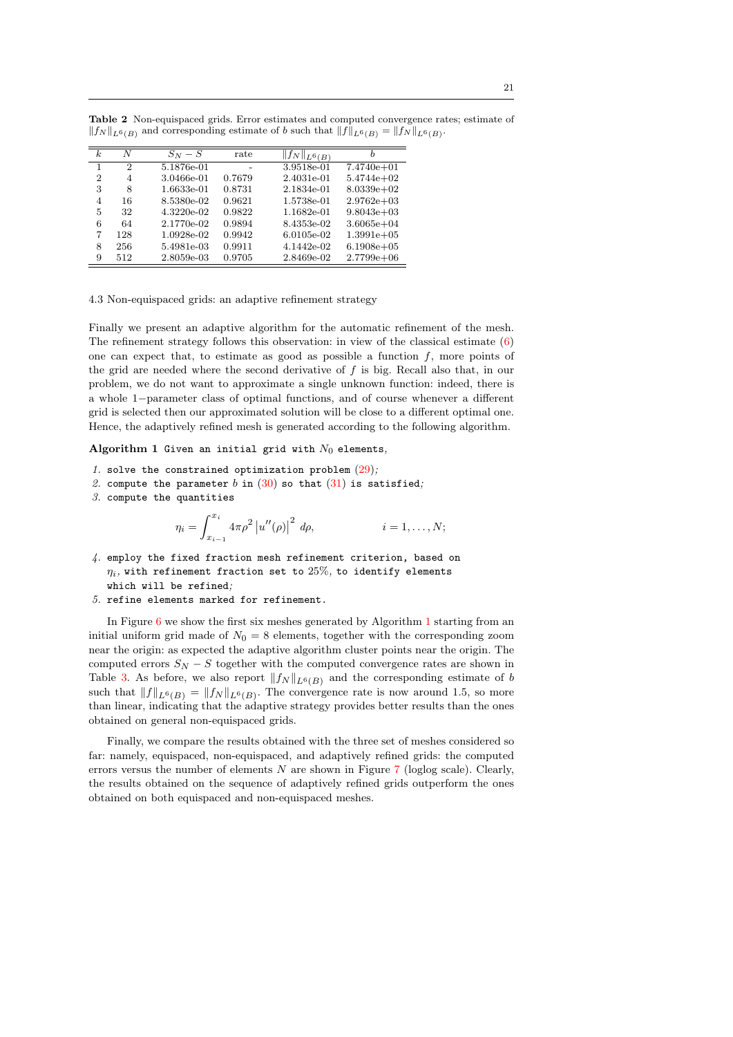**Table 2** Non-equispaced grids. Error estimates and computed convergence rates; estimate of $\|f_N\|_{L^6(B)}$ and corresponding estimate of $b$ such that $\|f\|_{L^6(B)} = \|f_N\|_{L^6(B)}$.

| $k$ | $N$ | $S_N - S$ | rate | $\|f_N\|_{L^6(B)}$ | $b$ |
|---|---|---|---|---|---|
| 1 | 2 | 5.1876e-01 | - | 3.9518e-01 | 7.4740e+01 |
| 2 | 4 | 3.0466e-01 | 0.7679 | 2.4031e-01 | 5.4744e+02 |
| 3 | 8 | 1.6633e-01 | 0.8731 | 2.1834e-01 | 8.0339e+02 |
| 4 | 16 | 8.5380e-02 | 0.9621 | 1.5738e-01 | 2.9762e+03 |
| 5 | 32 | 4.3220e-02 | 0.9822 | 1.1682e-01 | 9.8043e+03 |
| 6 | 64 | 2.1770e-02 | 0.9894 | 8.4353e-02 | 3.6065e+04 |
| 7 | 128 | 1.0928e-02 | 0.9942 | 6.0105e-02 | 1.3991e+05 |
| 8 | 256 | 5.4981e-03 | 0.9911 | 4.1442e-02 | 6.1908e+05 |
| 9 | 512 | 2.8059e-03 | 0.9705 | 2.8469e-02 | 2.7799e+06 |

### 4.3 Non-equispaced grids: an adaptive refinement strategy

Finally we present an adaptive algorithm for the automatic refinement of the mesh. The refinement strategy follows this observation: in view of the classical estimate (6) one can expect that, to estimate as good as possible a function $f$, more points of the grid are needed where the second derivative of $f$ is big. Recall also that, in our problem, we do not want to approximate a single unknown function: indeed, there is a whole $1-$parameter class of optimal functions, and of course whenever a different grid is selected then our approximated solution will be close to a different optimal one. Hence, the adaptively refined mesh is generated according to the following algorithm.

**Algorithm 1** Given an initial grid with $N_0$ elements,

1. solve the constrained optimization problem (29);
2. compute the parameter $b$ in (30) so that (31) is satisfied;
3. compute the quantities

$$\eta_i = \int_{x_{i-1}}^{x_i} 4\pi\rho^2 \left|u''(\rho)\right|^2 \, d\rho, \qquad\qquad i = 1, \dots, N;$$

4. employ the fixed fraction mesh refinement criterion, based on $\eta_i$, with refinement fraction set to $25\%$, to identify elements which will be refined;
5. refine elements marked for refinement.

In Figure 6 we show the first six meshes generated by Algorithm 1 starting from an initial uniform grid made of $N_0 = 8$ elements, together with the corresponding zoom near the origin: as expected the adaptive algorithm cluster points near the origin. The computed errors $S_N - S$ together with the computed convergence rates are shown in Table 3. As before, we also report $\|f_N\|_{L^6(B)}$ and the corresponding estimate of $b$ such that $\|f\|_{L^6(B)} = \|f_N\|_{L^6(B)}$. The convergence rate is now around 1.5, so more than linear, indicating that the adaptive strategy provides better results than the ones obtained on general non-equispaced grids.

Finally, we compare the results obtained with the three set of meshes considered so far: namely, equispaced, non-equispaced, and adaptively refined grids: the computed errors versus the number of elements $N$ are shown in Figure 7 (loglog scale). Clearly, the results obtained on the sequence of adaptively refined grids outperform the ones obtained on both equispaced and non-equispaced meshes.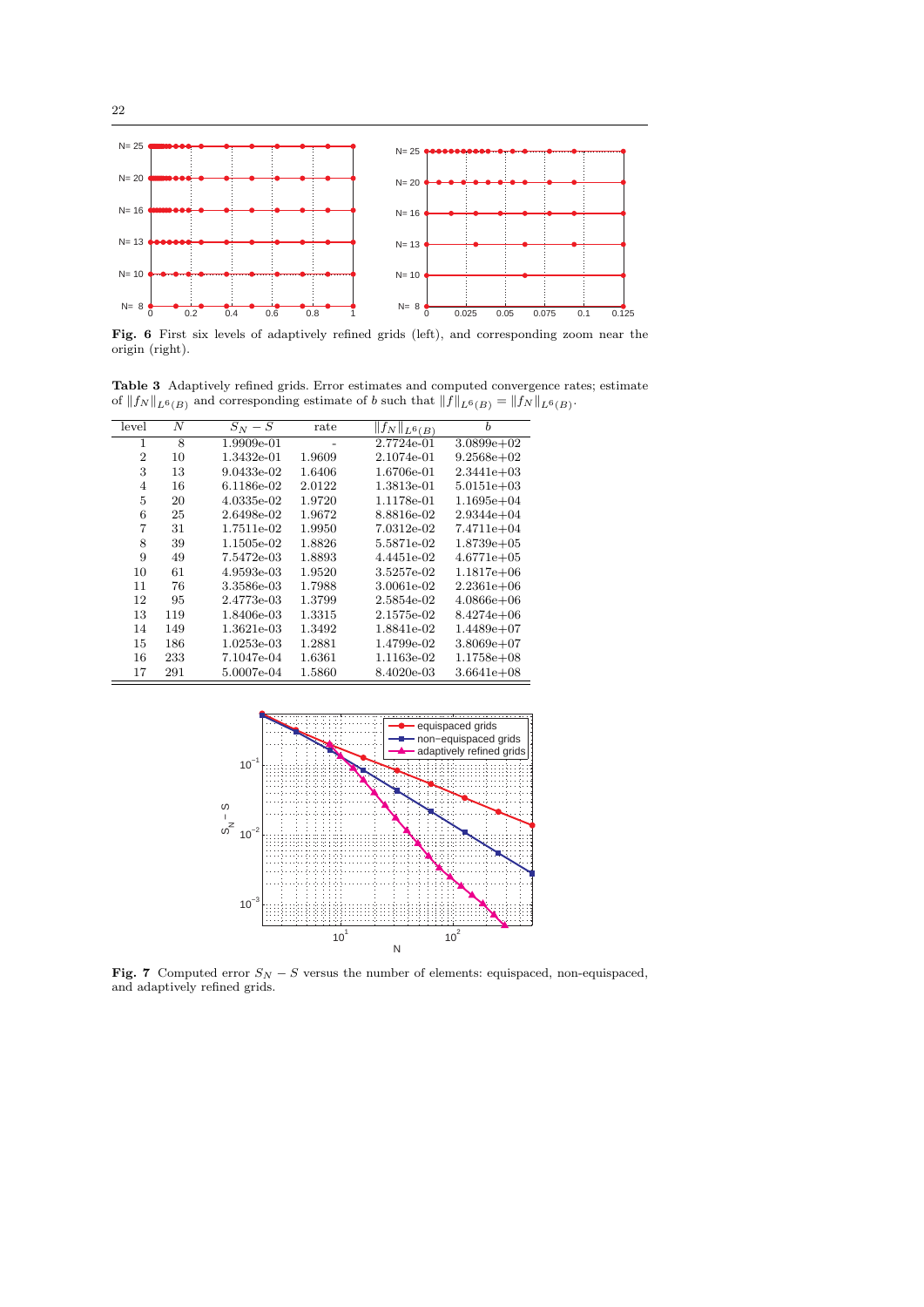N= 25
N= 20
N= 16
N= 13
N= 10
N= 8
0 0.2 0.4 0.6 0.8 1

N= 25
N= 20
N= 16
N= 13
N= 10
N= 8
0 0.025 0.05 0.075 0.1 0.125

**Fig. 6** First six levels of adaptively refined grids (left), and corresponding zoom near the origin (right).

**Table 3** Adaptively refined grids. Error estimates and computed convergence rates; estimate of $\|f_N\|_{L^6(B)}$ and corresponding estimate of $b$ such that $\|f\|_{L^6(B)} = \|f_N\|_{L^6(B)}$.

| level | $N$ | $S_N - S$ | rate | $\|f_N\|_{L^6(B)}$ | $b$ |
|---|---|---|---|---|---|
| 1 | 8 | 1.9909e-01 | - | 2.7724e-01 | 3.0899e+02 |
| 2 | 10 | 1.3432e-01 | 1.9609 | 2.1074e-01 | 9.2568e+02 |
| 3 | 13 | 9.0433e-02 | 1.6406 | 1.6706e-01 | 2.3441e+03 |
| 4 | 16 | 6.1186e-02 | 2.0122 | 1.3813e-01 | 5.0151e+03 |
| 5 | 20 | 4.0335e-02 | 1.9720 | 1.1178e-01 | 1.1695e+04 |
| 6 | 25 | 2.6498e-02 | 1.9672 | 8.8816e-02 | 2.9344e+04 |
| 7 | 31 | 1.7511e-02 | 1.9950 | 7.0312e-02 | 7.4711e+04 |
| 8 | 39 | 1.1505e-02 | 1.8826 | 5.5871e-02 | 1.8739e+05 |
| 9 | 49 | 7.5472e-03 | 1.8893 | 4.4451e-02 | 4.6771e+05 |
| 10 | 61 | 4.9593e-03 | 1.9520 | 3.5257e-02 | 1.1817e+06 |
| 11 | 76 | 3.3586e-03 | 1.7988 | 3.0061e-02 | 2.2361e+06 |
| 12 | 95 | 2.4773e-03 | 1.3799 | 2.5854e-02 | 4.0866e+06 |
| 13 | 119 | 1.8406e-03 | 1.3315 | 2.1575e-02 | 8.4274e+06 |
| 14 | 149 | 1.3621e-03 | 1.3492 | 1.8841e-02 | 1.4489e+07 |
| 15 | 186 | 1.0253e-03 | 1.2881 | 1.4799e-02 | 3.8069e+07 |
| 16 | 233 | 7.1047e-04 | 1.6361 | 1.1163e-02 | 1.1758e+08 |
| 17 | 291 | 5.0007e-04 | 1.5860 | 8.4020e-03 | 3.6641e+08 |

equispaced grids
non−equispaced grids
adaptively refined grids
$S_N - S$
$10^{-1}$
$10^{-2}$
$10^{-3}$
$10^{1}$
$10^{2}$
N

**Fig. 7** Computed error $S_N - S$ versus the number of elements: equispaced, non-equispaced, and adaptively refined grids.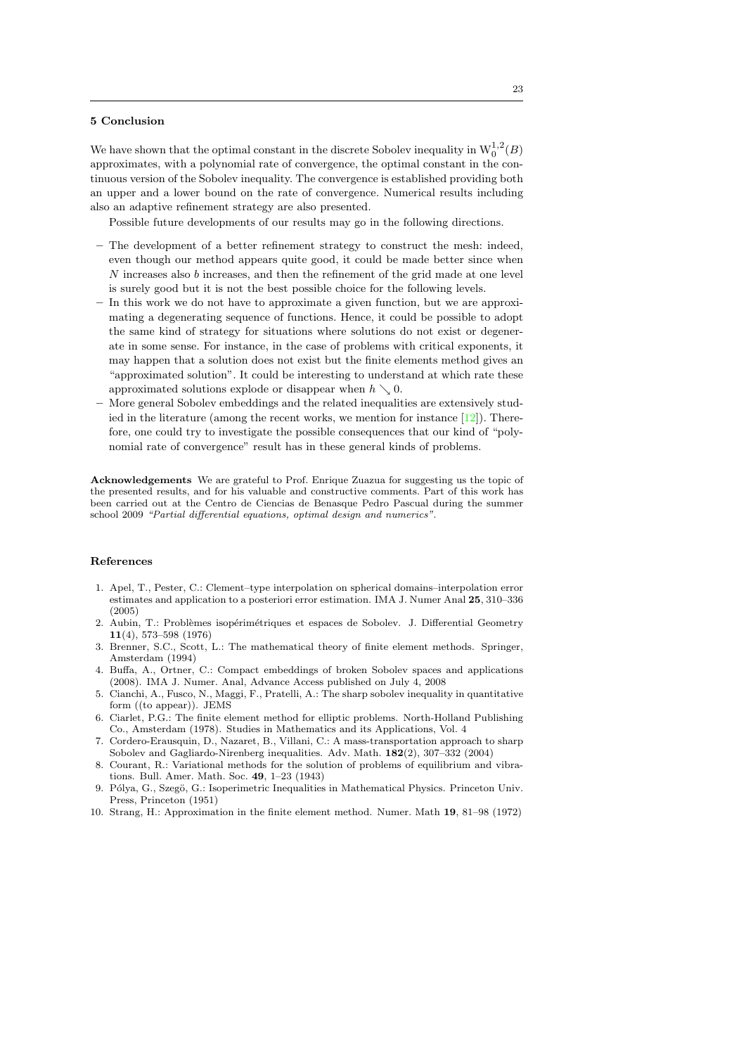## 5 Conclusion

We have shown that the optimal constant in the discrete Sobolev inequality in $W_0^{1,2}(B)$ approximates, with a polynomial rate of convergence, the optimal constant in the continuous version of the Sobolev inequality. The convergence is established providing both an upper and a lower bound on the rate of convergence. Numerical results including also an adaptive refinement strategy are also presented.

Possible future developments of our results may go in the following directions.

- The development of a better refinement strategy to construct the mesh: indeed, even though our method appears quite good, it could be made better since when $N$ increases also $b$ increases, and then the refinement of the grid made at one level is surely good but it is not the best possible choice for the following levels.
- In this work we do not have to approximate a given function, but we are approximating a degenerating sequence of functions. Hence, it could be possible to adopt the same kind of strategy for situations where solutions do not exist or degenerate in some sense. For instance, in the case of problems with critical exponents, it may happen that a solution does not exist but the finite elements method gives an "approximated solution". It could be interesting to understand at which rate these approximated solutions explode or disappear when $h \searrow 0$.
- More general Sobolev embeddings and the related inequalities are extensively studied in the literature (among the recent works, we mention for instance [12]). Therefore, one could try to investigate the possible consequences that our kind of "polynomial rate of convergence" result has in these general kinds of problems.

**Acknowledgements** We are grateful to Prof. Enrique Zuazua for suggesting us the topic of the presented results, and for his valuable and constructive comments. Part of this work has been carried out at the Centro de Ciencias de Benasque Pedro Pascual during the summer school 2009 *"Partial differential equations, optimal design and numerics"*.

## References

1. Apel, T., Pester, C.: Clement–type interpolation on spherical domains–interpolation error estimates and application to a posteriori error estimation. IMA J. Numer Anal **25**, 310–336 (2005)
2. Aubin, T.: Problèmes isopérimétriques et espaces de Sobolev. J. Differential Geometry **11**(4), 573–598 (1976)
3. Brenner, S.C., Scott, L.: The mathematical theory of finite element methods. Springer, Amsterdam (1994)
4. Buffa, A., Ortner, C.: Compact embeddings of broken Sobolev spaces and applications (2008). IMA J. Numer. Anal, Advance Access published on July 4, 2008
5. Cianchi, A., Fusco, N., Maggi, F., Pratelli, A.: The sharp sobolev inequality in quantitative form ((to appear)). JEMS
6. Ciarlet, P.G.: The finite element method for elliptic problems. North-Holland Publishing Co., Amsterdam (1978). Studies in Mathematics and its Applications, Vol. 4
7. Cordero-Erausquin, D., Nazaret, B., Villani, C.: A mass-transportation approach to sharp Sobolev and Gagliardo-Nirenberg inequalities. Adv. Math. **182**(2), 307–332 (2004)
8. Courant, R.: Variational methods for the solution of problems of equilibrium and vibrations. Bull. Amer. Math. Soc. **49**, 1–23 (1943)
9. Pólya, G., Szegö, G.: Isoperimetric Inequalities in Mathematical Physics. Princeton Univ. Press, Princeton (1951)
10. Strang, H.: Approximation in the finite element method. Numer. Math **19**, 81–98 (1972)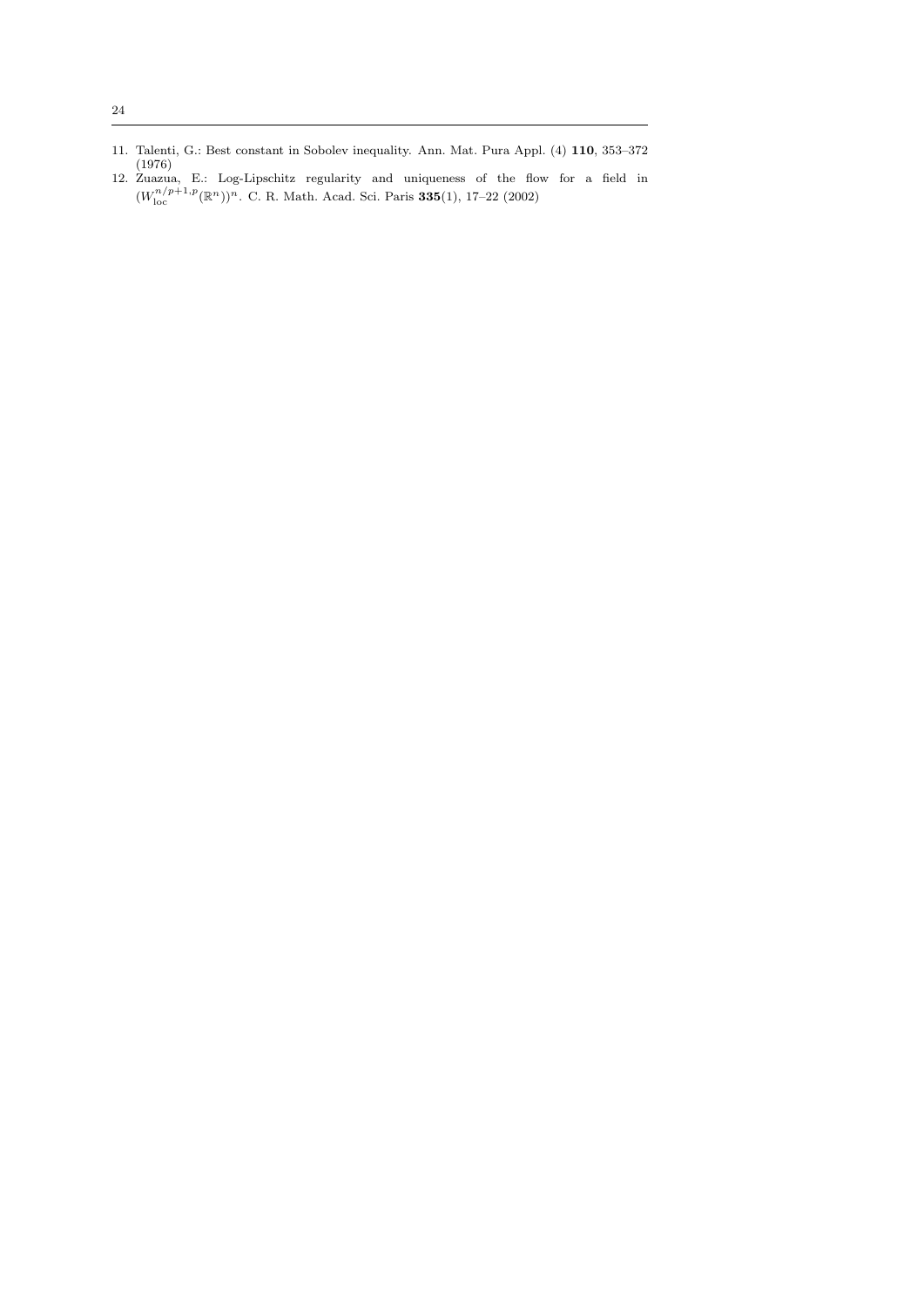11. Talenti, G.: Best constant in Sobolev inequality. Ann. Mat. Pura Appl. (4) **110**, 353–372 (1976)
12. Zuazua, E.: Log-Lipschitz regularity and uniqueness of the flow for a field in $(W^{n/p+1,p}_{\text{loc}}(\mathbb{R}^n))^n$. C. R. Math. Acad. Sci. Paris **335**(1), 17–22 (2002)